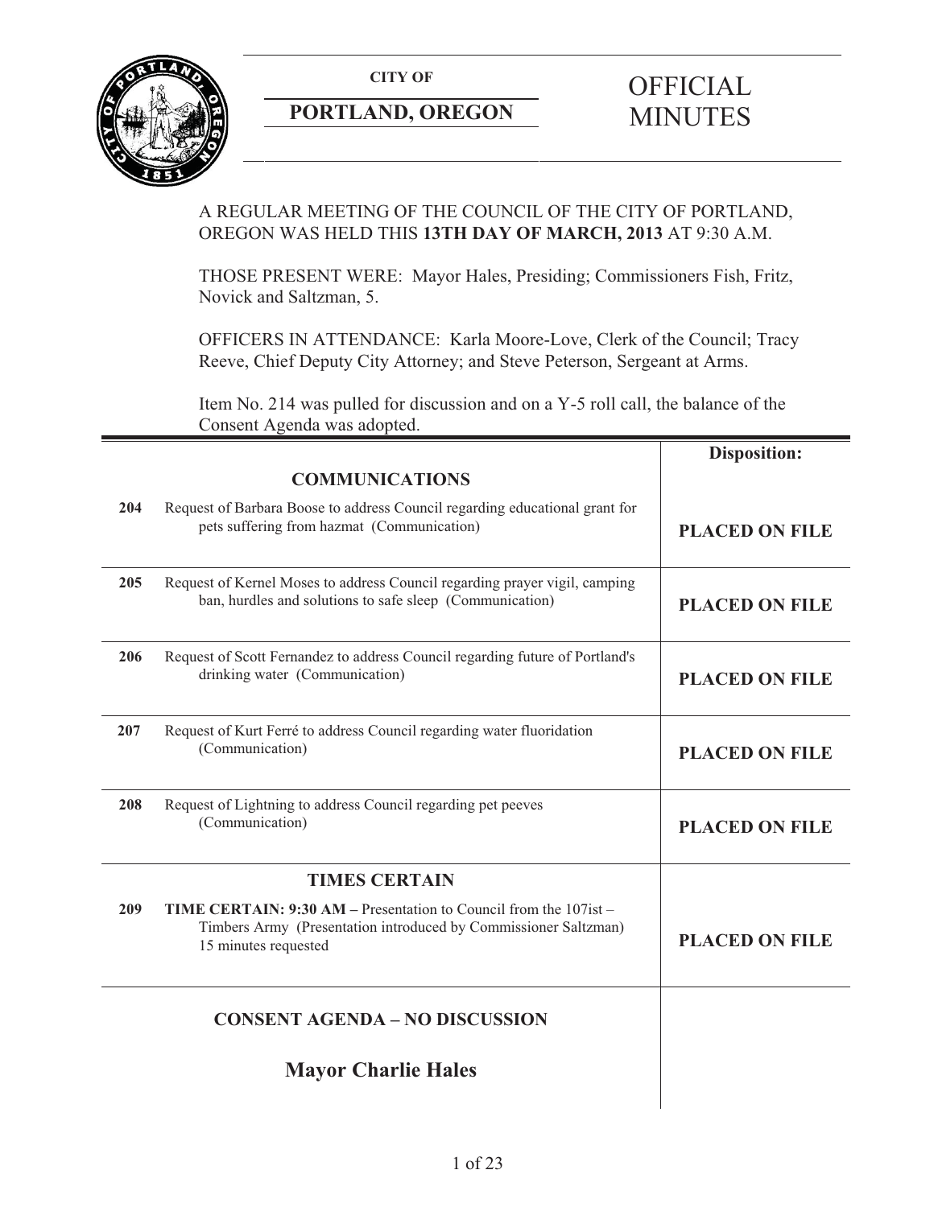**CITY OF**

**PORTLAND, OREGON**

# OFFICIAL MINUTES

A REGULAR MEETING OF THE COUNCIL OF THE CITY OF PORTLAND, OREGON WAS HELD THIS **13TH DAY OF MARCH, 2013** AT 9:30 A.M.

THOSE PRESENT WERE: Mayor Hales, Presiding; Commissioners Fish, Fritz, Novick and Saltzman, 5.

OFFICERS IN ATTENDANCE: Karla Moore-Love, Clerk of the Council; Tracy Reeve, Chief Deputy City Attorney; and Steve Peterson, Sergeant at Arms.

Item No. 214 was pulled for discussion and on a Y-5 roll call, the balance of the Consent Agenda was adopted.

| | | **Disposition:** |
|---|---|---|
| | **COMMUNICATIONS** | |
| 204 | Request of Barbara Boose to address Council regarding educational grant for pets suffering from hazmat (Communication) | **PLACED ON FILE** |
| 205 | Request of Kernel Moses to address Council regarding prayer vigil, camping ban, hurdles and solutions to safe sleep (Communication) | **PLACED ON FILE** |
| 206 | Request of Scott Fernandez to address Council regarding future of Portland's drinking water (Communication) | **PLACED ON FILE** |
| 207 | Request of Kurt Ferré to address Council regarding water fluoridation (Communication) | **PLACED ON FILE** |
| 208 | Request of Lightning to address Council regarding pet peeves (Communication) | **PLACED ON FILE** |
| | **TIMES CERTAIN** | |
| 209 | **TIME CERTAIN: 9:30 AM –** Presentation to Council from the 107ist – Timbers Army (Presentation introduced by Commissioner Saltzman) 15 minutes requested | **PLACED ON FILE** |
| | **CONSENT AGENDA – NO DISCUSSION** | |
| | **Mayor Charlie Hales** | |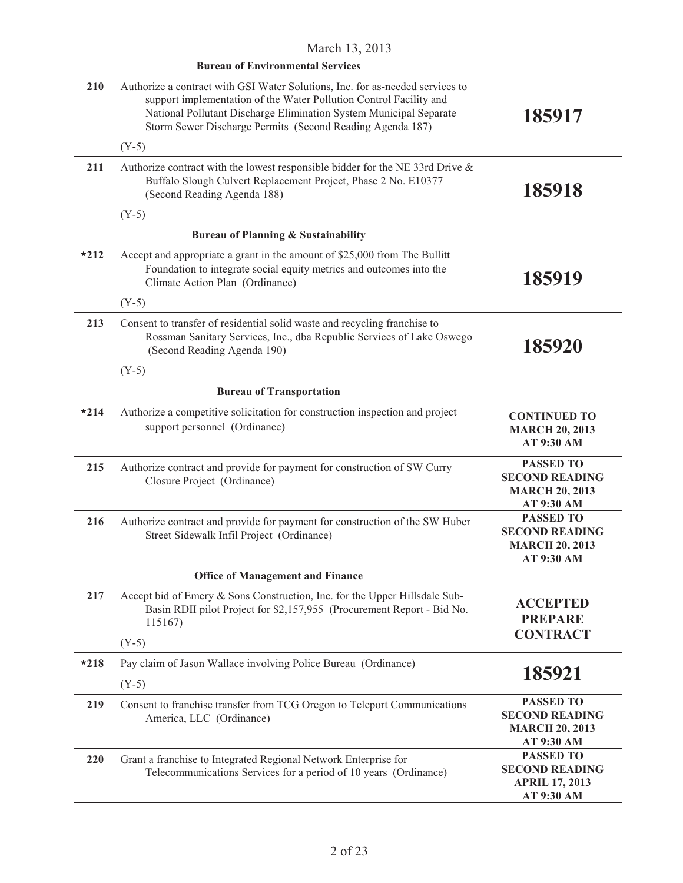March 13, 2013

| | | |
|---|---|---|
| | **Bureau of Environmental Services** | |
| 210 | Authorize a contract with GSI Water Solutions, Inc. for as-needed services to support implementation of the Water Pollution Control Facility and National Pollutant Discharge Elimination System Municipal Separate Storm Sewer Discharge Permits (Second Reading Agenda 187)<br><br>(Y-5) | **185917** |
| 211 | Authorize contract with the lowest responsible bidder for the NE 33rd Drive & Buffalo Slough Culvert Replacement Project, Phase 2 No. E10377 (Second Reading Agenda 188)<br><br>(Y-5) | **185918** |
| | **Bureau of Planning & Sustainability** | |
| *212 | Accept and appropriate a grant in the amount of $25,000 from The Bullitt Foundation to integrate social equity metrics and outcomes into the Climate Action Plan (Ordinance)<br><br>(Y-5) | **185919** |
| 213 | Consent to transfer of residential solid waste and recycling franchise to Rossman Sanitary Services, Inc., dba Republic Services of Lake Oswego (Second Reading Agenda 190)<br><br>(Y-5) | **185920** |
| | **Bureau of Transportation** | |
| *214 | Authorize a competitive solicitation for construction inspection and project support personnel (Ordinance) | **CONTINUED TO MARCH 20, 2013 AT 9:30 AM** |
| 215 | Authorize contract and provide for payment for construction of SW Curry Closure Project (Ordinance) | **PASSED TO SECOND READING MARCH 20, 2013 AT 9:30 AM** |
| 216 | Authorize contract and provide for payment for construction of the SW Huber Street Sidewalk Infil Project (Ordinance) | **PASSED TO SECOND READING MARCH 20, 2013 AT 9:30 AM** |
| | **Office of Management and Finance** | |
| 217 | Accept bid of Emery & Sons Construction, Inc. for the Upper Hillsdale Sub-Basin RDII pilot Project for $2,157,955 (Procurement Report - Bid No. 115167)<br><br>(Y-5) | **ACCEPTED PREPARE CONTRACT** |
| *218 | Pay claim of Jason Wallace involving Police Bureau (Ordinance)<br><br>(Y-5) | **185921** |
| 219 | Consent to franchise transfer from TCG Oregon to Teleport Communications America, LLC (Ordinance) | **PASSED TO SECOND READING MARCH 20, 2013 AT 9:30 AM** |
| 220 | Grant a franchise to Integrated Regional Network Enterprise for Telecommunications Services for a period of 10 years (Ordinance) | **PASSED TO SECOND READING APRIL 17, 2013 AT 9:30 AM** |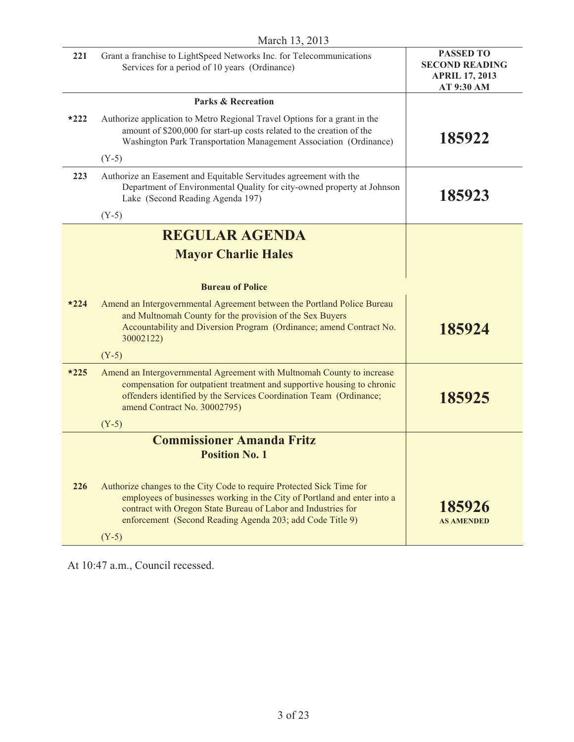March 13, 2013

| | | |
|---|---|---|
| 221 | Grant a franchise to LightSpeed Networks Inc. for Telecommunications Services for a period of 10 years (Ordinance) | **PASSED TO SECOND READING APRIL 17, 2013 AT 9:30 AM** |
| | **Parks & Recreation** | |
| *222 | Authorize application to Metro Regional Travel Options for a grant in the amount of $200,000 for start-up costs related to the creation of the Washington Park Transportation Management Association (Ordinance)<br><br>(Y-5) | **185922** |
| 223 | Authorize an Easement and Equitable Servitudes agreement with the Department of Environmental Quality for city-owned property at Johnson Lake (Second Reading Agenda 197)<br><br>(Y-5) | **185923** |
| | **REGULAR AGENDA**<br>**Mayor Charlie Hales** | |
| | **Bureau of Police** | |
| *224 | Amend an Intergovernmental Agreement between the Portland Police Bureau and Multnomah County for the provision of the Sex Buyers Accountability and Diversion Program (Ordinance; amend Contract No. 30002122)<br><br>(Y-5) | **185924** |
| *225 | Amend an Intergovernmental Agreement with Multnomah County to increase compensation for outpatient treatment and supportive housing to chronic offenders identified by the Services Coordination Team (Ordinance; amend Contract No. 30002795)<br><br>(Y-5) | **185925** |
| | **Commissioner Amanda Fritz**<br>**Position No. 1** | |
| 226 | Authorize changes to the City Code to require Protected Sick Time for employees of businesses working in the City of Portland and enter into a contract with Oregon State Bureau of Labor and Industries for enforcement (Second Reading Agenda 203; add Code Title 9)<br><br>(Y-5) | **185926**<br>**AS AMENDED** |

At 10:47 a.m., Council recessed.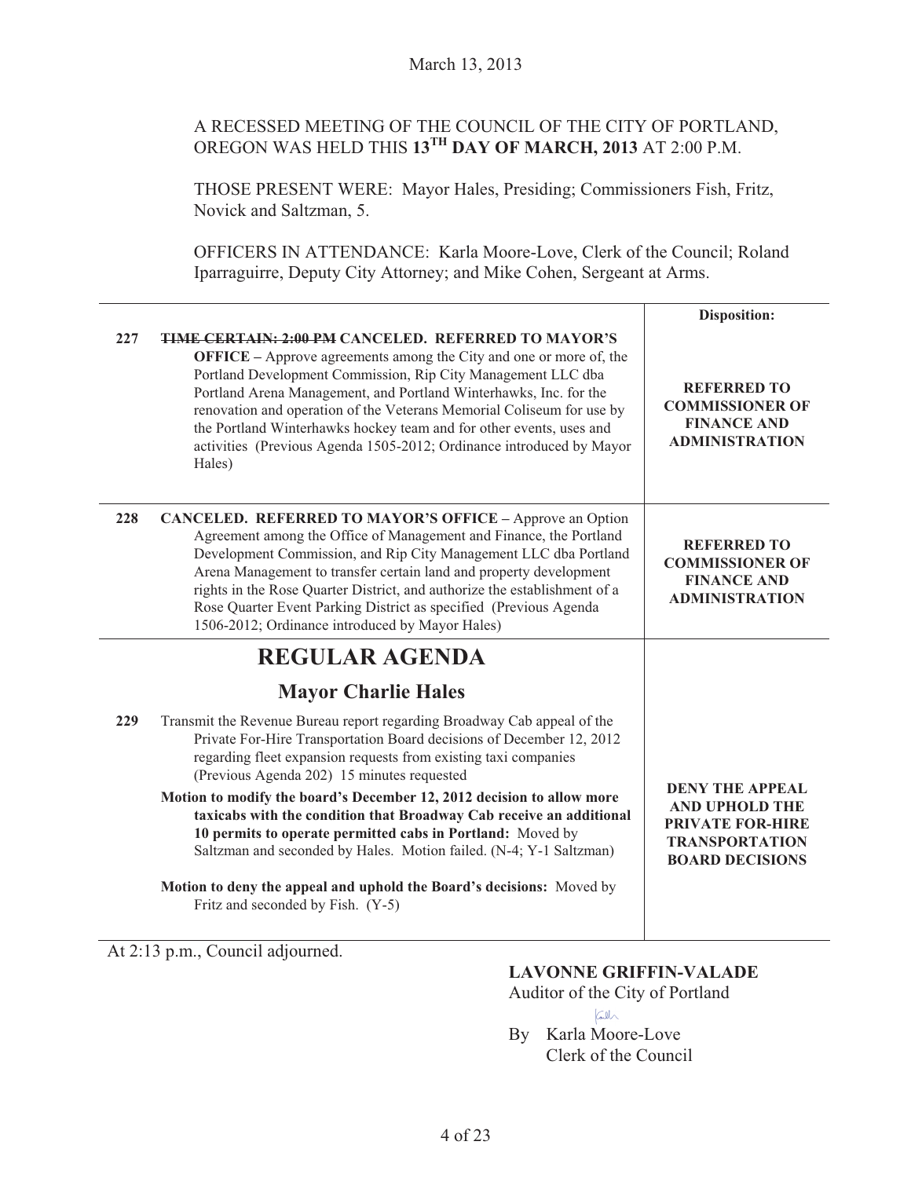March 13, 2013

A RECESSED MEETING OF THE COUNCIL OF THE CITY OF PORTLAND, OREGON WAS HELD THIS **13TH DAY OF MARCH, 2013** AT 2:00 P.M.

THOSE PRESENT WERE: Mayor Hales, Presiding; Commissioners Fish, Fritz, Novick and Saltzman, 5.

OFFICERS IN ATTENDANCE: Karla Moore-Love, Clerk of the Council; Roland Iparraguirre, Deputy City Attorney; and Mike Cohen, Sergeant at Arms.

| | | Disposition: |
|---|---|---|
| 227 | ~~**TIME CERTAIN: 2:00 PM**~~ **CANCELED. REFERRED TO MAYOR'S OFFICE –** Approve agreements among the City and one or more of, the Portland Development Commission, Rip City Management LLC dba Portland Arena Management, and Portland Winterhawks, Inc. for the renovation and operation of the Veterans Memorial Coliseum for use by the Portland Winterhawks hockey team and for other events, uses and activities (Previous Agenda 1505-2012; Ordinance introduced by Mayor Hales) | **REFERRED TO COMMISSIONER OF FINANCE AND ADMINISTRATION** |
| 228 | **CANCELED. REFERRED TO MAYOR'S OFFICE –** Approve an Option Agreement among the Office of Management and Finance, the Portland Development Commission, and Rip City Management LLC dba Portland Arena Management to transfer certain land and property development rights in the Rose Quarter District, and authorize the establishment of a Rose Quarter Event Parking District as specified (Previous Agenda 1506-2012; Ordinance introduced by Mayor Hales) | **REFERRED TO COMMISSIONER OF FINANCE AND ADMINISTRATION** |

## REGULAR AGENDA

### Mayor Charlie Hales

| | | |
|---|---|---|
| 229 | Transmit the Revenue Bureau report regarding Broadway Cab appeal of the Private For-Hire Transportation Board decisions of December 12, 2012 regarding fleet expansion requests from existing taxi companies (Previous Agenda 202) 15 minutes requested<br><br>**Motion to modify the board's December 12, 2012 decision to allow more taxicabs with the condition that Broadway Cab receive an additional 10 permits to operate permitted cabs in Portland:** Moved by Saltzman and seconded by Hales. Motion failed. (N-4; Y-1 Saltzman)<br><br>**Motion to deny the appeal and uphold the Board's decisions:** Moved by Fritz and seconded by Fish. (Y-5) | **DENY THE APPEAL AND UPHOLD THE PRIVATE FOR-HIRE TRANSPORTATION BOARD DECISIONS** |

At 2:13 p.m., Council adjourned.

**LAVONNE GRIFFIN-VALADE**
Auditor of the City of Portland

By Karla Moore-Love
Clerk of the Council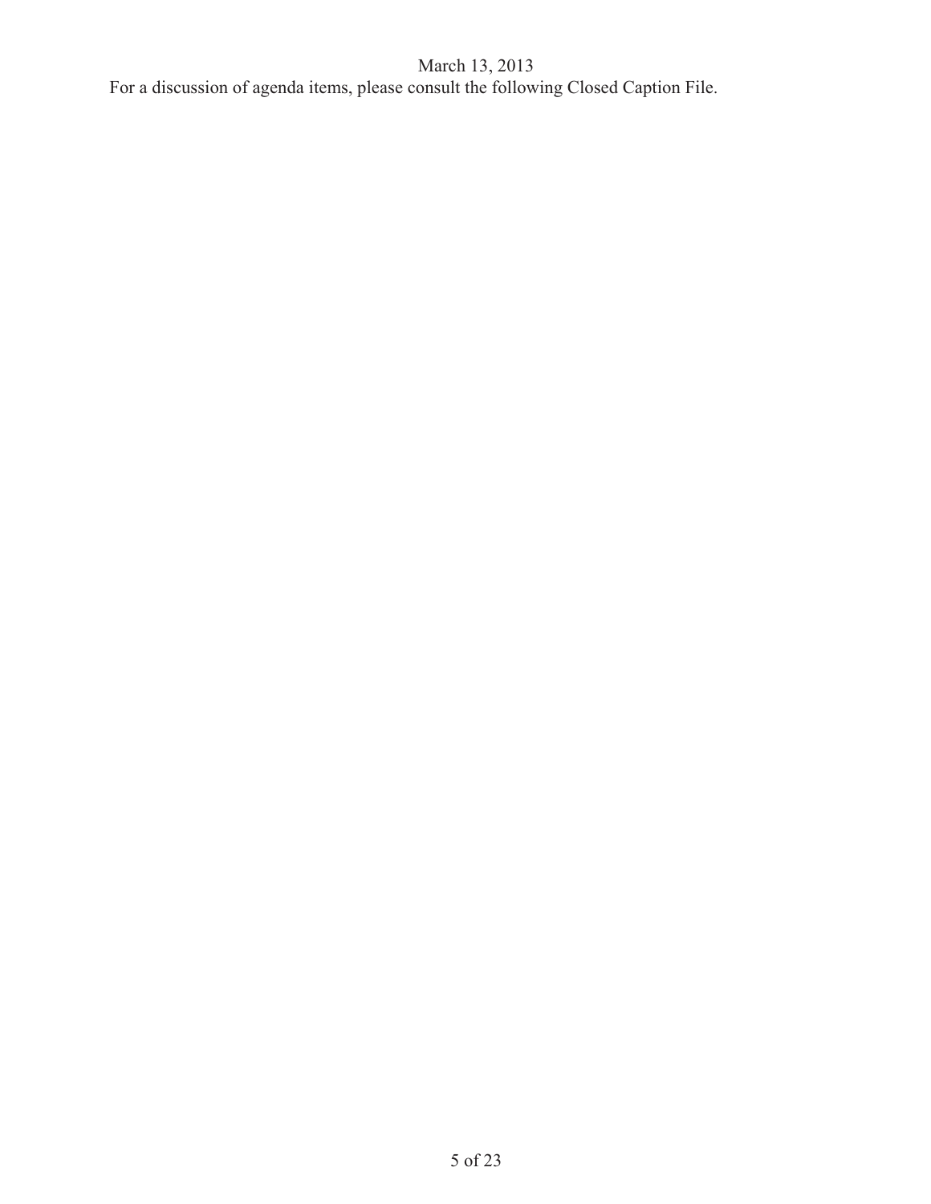March 13, 2013

For a discussion of agenda items, please consult the following Closed Caption File.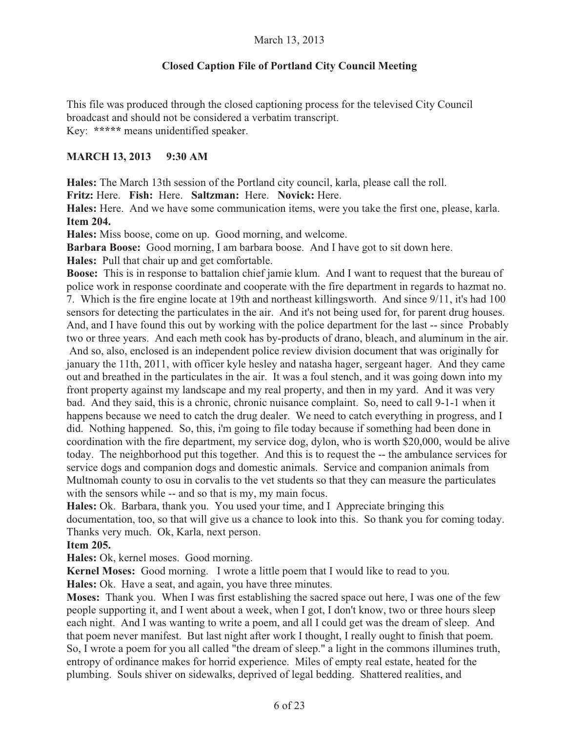March 13, 2013

**Closed Caption File of Portland City Council Meeting**

This file was produced through the closed captioning process for the televised City Council broadcast and should not be considered a verbatim transcript.
Key: **\*\*\*\*\*** means unidentified speaker.

**MARCH 13, 2013 9:30 AM**

**Hales:** The March 13th session of the Portland city council, karla, please call the roll.
**Fritz:** Here. **Fish:** Here. **Saltzman:** Here. **Novick:** Here.
**Hales:** Here. And we have some communication items, were you take the first one, please, karla.
**Item 204.**
**Hales:** Miss boose, come on up. Good morning, and welcome.
**Barbara Boose:** Good morning, I am barbara boose. And I have got to sit down here.
**Hales:** Pull that chair up and get comfortable.
**Boose:** This is in response to battalion chief jamie klum. And I want to request that the bureau of police work in response coordinate and cooperate with the fire department in regards to hazmat no. 7. Which is the fire engine locate at 19th and northeast killingsworth. And since 9/11, it's had 100 sensors for detecting the particulates in the air. And it's not being used for, for parent drug houses. And, and I have found this out by working with the police department for the last -- since Probably two or three years. And each meth cook has by-products of drano, bleach, and aluminum in the air. And so, also, enclosed is an independent police review division document that was originally for january the 11th, 2011, with officer kyle hesley and natasha hager, sergeant hager. And they came out and breathed in the particulates in the air. It was a foul stench, and it was going down into my front property against my landscape and my real property, and then in my yard. And it was very bad. And they said, this is a chronic, chronic nuisance complaint. So, need to call 9-1-1 when it happens because we need to catch the drug dealer. We need to catch everything in progress, and I did. Nothing happened. So, this, i'm going to file today because if something had been done in coordination with the fire department, my service dog, dylon, who is worth $20,000, would be alive today. The neighborhood put this together. And this is to request the -- the ambulance services for service dogs and companion dogs and domestic animals. Service and companion animals from Multnomah county to osu in corvalis to the vet students so that they can measure the particulates with the sensors while -- and so that is my, my main focus.
**Hales:** Ok. Barbara, thank you. You used your time, and I Appreciate bringing this documentation, too, so that will give us a chance to look into this. So thank you for coming today. Thanks very much. Ok, Karla, next person.
**Item 205.**
**Hales:** Ok, kernel moses. Good morning.
**Kernel Moses:** Good morning. I wrote a little poem that I would like to read to you.
**Hales:** Ok. Have a seat, and again, you have three minutes.
**Moses:** Thank you. When I was first establishing the sacred space out here, I was one of the few people supporting it, and I went about a week, when I got, I don't know, two or three hours sleep each night. And I was wanting to write a poem, and all I could get was the dream of sleep. And that poem never manifest. But last night after work I thought, I really ought to finish that poem. So, I wrote a poem for you all called "the dream of sleep." a light in the commons illumines truth, entropy of ordinance makes for horrid experience. Miles of empty real estate, heated for the plumbing. Souls shiver on sidewalks, deprived of legal bedding. Shattered realities, and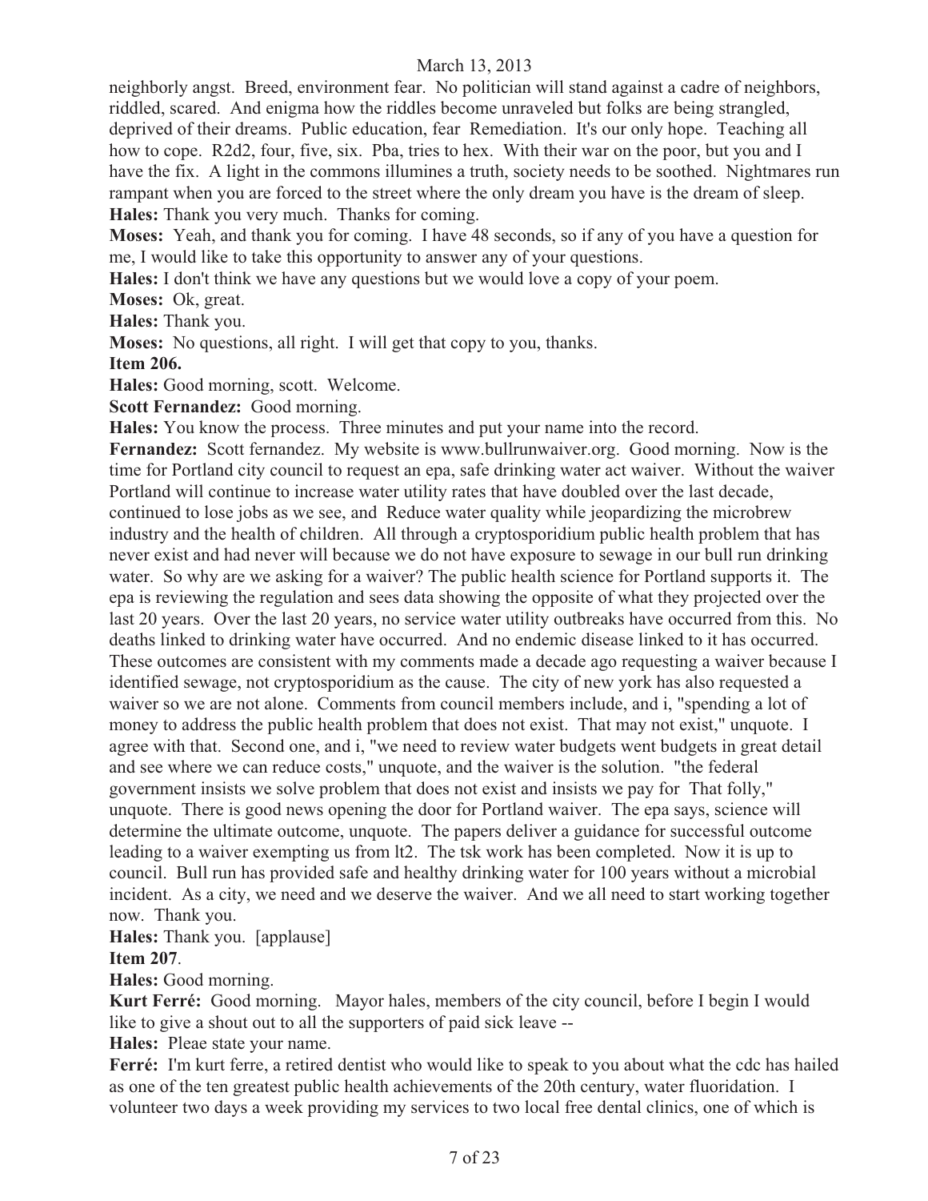neighborly angst. Breed, environment fear. No politician will stand against a cadre of neighbors, riddled, scared. And enigma how the riddles become unraveled but folks are being strangled, deprived of their dreams. Public education, fear Remediation. It's our only hope. Teaching all how to cope. R2d2, four, five, six. Pba, tries to hex. With their war on the poor, but you and I have the fix. A light in the commons illumines a truth, society needs to be soothed. Nightmares run rampant when you are forced to the street where the only dream you have is the dream of sleep.

**Hales:** Thank you very much. Thanks for coming.

**Moses:** Yeah, and thank you for coming. I have 48 seconds, so if any of you have a question for me, I would like to take this opportunity to answer any of your questions.

**Hales:** I don't think we have any questions but we would love a copy of your poem.

**Moses:** Ok, great.

**Hales:** Thank you.

**Moses:** No questions, all right. I will get that copy to you, thanks.

**Item 206.**

**Hales:** Good morning, scott. Welcome.

**Scott Fernandez:** Good morning.

**Hales:** You know the process. Three minutes and put your name into the record.

**Fernandez:** Scott fernandez. My website is www.bullrunwaiver.org. Good morning. Now is the time for Portland city council to request an epa, safe drinking water act waiver. Without the waiver Portland will continue to increase water utility rates that have doubled over the last decade, continued to lose jobs as we see, and Reduce water quality while jeopardizing the microbrew industry and the health of children. All through a cryptosporidium public health problem that has never exist and had never will because we do not have exposure to sewage in our bull run drinking water. So why are we asking for a waiver? The public health science for Portland supports it. The epa is reviewing the regulation and sees data showing the opposite of what they projected over the last 20 years. Over the last 20 years, no service water utility outbreaks have occurred from this. No deaths linked to drinking water have occurred. And no endemic disease linked to it has occurred. These outcomes are consistent with my comments made a decade ago requesting a waiver because I identified sewage, not cryptosporidium as the cause. The city of new york has also requested a waiver so we are not alone. Comments from council members include, and i, "spending a lot of money to address the public health problem that does not exist. That may not exist," unquote. I agree with that. Second one, and i, "we need to review water budgets went budgets in great detail and see where we can reduce costs," unquote, and the waiver is the solution. "the federal government insists we solve problem that does not exist and insists we pay for That folly," unquote. There is good news opening the door for Portland waiver. The epa says, science will determine the ultimate outcome, unquote. The papers deliver a guidance for successful outcome leading to a waiver exempting us from lt2. The tsk work has been completed. Now it is up to council. Bull run has provided safe and healthy drinking water for 100 years without a microbial incident. As a city, we need and we deserve the waiver. And we all need to start working together now. Thank you.

**Hales:** Thank you. [applause]

**Item 207**.

**Hales:** Good morning.

**Kurt Ferré:** Good morning. Mayor hales, members of the city council, before I begin I would like to give a shout out to all the supporters of paid sick leave --

**Hales:** Pleae state your name.

**Ferré:** I'm kurt ferre, a retired dentist who would like to speak to you about what the cdc has hailed as one of the ten greatest public health achievements of the 20th century, water fluoridation. I volunteer two days a week providing my services to two local free dental clinics, one of which is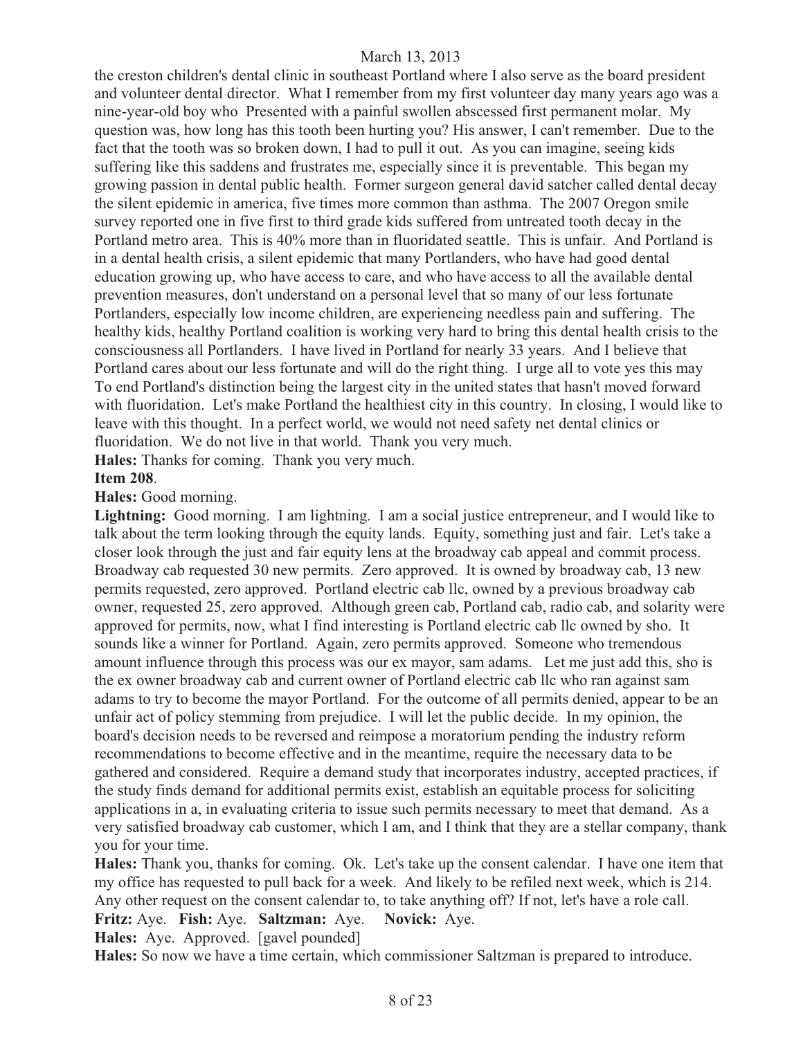the creston children's dental clinic in southeast Portland where I also serve as the board president and volunteer dental director. What I remember from my first volunteer day many years ago was a nine-year-old boy who Presented with a painful swollen abscessed first permanent molar. My question was, how long has this tooth been hurting you? His answer, I can't remember. Due to the fact that the tooth was so broken down, I had to pull it out. As you can imagine, seeing kids suffering like this saddens and frustrates me, especially since it is preventable. This began my growing passion in dental public health. Former surgeon general david satcher called dental decay the silent epidemic in america, five times more common than asthma. The 2007 Oregon smile survey reported one in five first to third grade kids suffered from untreated tooth decay in the Portland metro area. This is 40% more than in fluoridated seattle. This is unfair. And Portland is in a dental health crisis, a silent epidemic that many Portlanders, who have had good dental education growing up, who have access to care, and who have access to all the available dental prevention measures, don't understand on a personal level that so many of our less fortunate Portlanders, especially low income children, are experiencing needless pain and suffering. The healthy kids, healthy Portland coalition is working very hard to bring this dental health crisis to the consciousness all Portlanders. I have lived in Portland for nearly 33 years. And I believe that Portland cares about our less fortunate and will do the right thing. I urge all to vote yes this may To end Portland's distinction being the largest city in the united states that hasn't moved forward with fluoridation. Let's make Portland the healthiest city in this country. In closing, I would like to leave with this thought. In a perfect world, we would not need safety net dental clinics or fluoridation. We do not live in that world. Thank you very much.

**Hales:** Thanks for coming. Thank you very much.

**Item 208**.

**Hales:** Good morning.

**Lightning:** Good morning. I am lightning. I am a social justice entrepreneur, and I would like to talk about the term looking through the equity lands. Equity, something just and fair. Let's take a closer look through the just and fair equity lens at the broadway cab appeal and commit process. Broadway cab requested 30 new permits. Zero approved. It is owned by broadway cab, 13 new permits requested, zero approved. Portland electric cab llc, owned by a previous broadway cab owner, requested 25, zero approved. Although green cab, Portland cab, radio cab, and solarity were approved for permits, now, what I find interesting is Portland electric cab llc owned by sho. It sounds like a winner for Portland. Again, zero permits approved. Someone who tremendous amount influence through this process was our ex mayor, sam adams. Let me just add this, sho is the ex owner broadway cab and current owner of Portland electric cab llc who ran against sam adams to try to become the mayor Portland. For the outcome of all permits denied, appear to be an unfair act of policy stemming from prejudice. I will let the public decide. In my opinion, the board's decision needs to be reversed and reimpose a moratorium pending the industry reform recommendations to become effective and in the meantime, require the necessary data to be gathered and considered. Require a demand study that incorporates industry, accepted practices, if the study finds demand for additional permits exist, establish an equitable process for soliciting applications in a, in evaluating criteria to issue such permits necessary to meet that demand. As a very satisfied broadway cab customer, which I am, and I think that they are a stellar company, thank you for your time.

**Hales:** Thank you, thanks for coming. Ok. Let's take up the consent calendar. I have one item that my office has requested to pull back for a week. And likely to be refiled next week, which is 214. Any other request on the consent calendar to, to take anything off? If not, let's have a role call.

**Fritz:** Aye. **Fish:** Aye. **Saltzman:** Aye. **Novick:** Aye.

**Hales:** Aye. Approved. [gavel pounded]

**Hales:** So now we have a time certain, which commissioner Saltzman is prepared to introduce.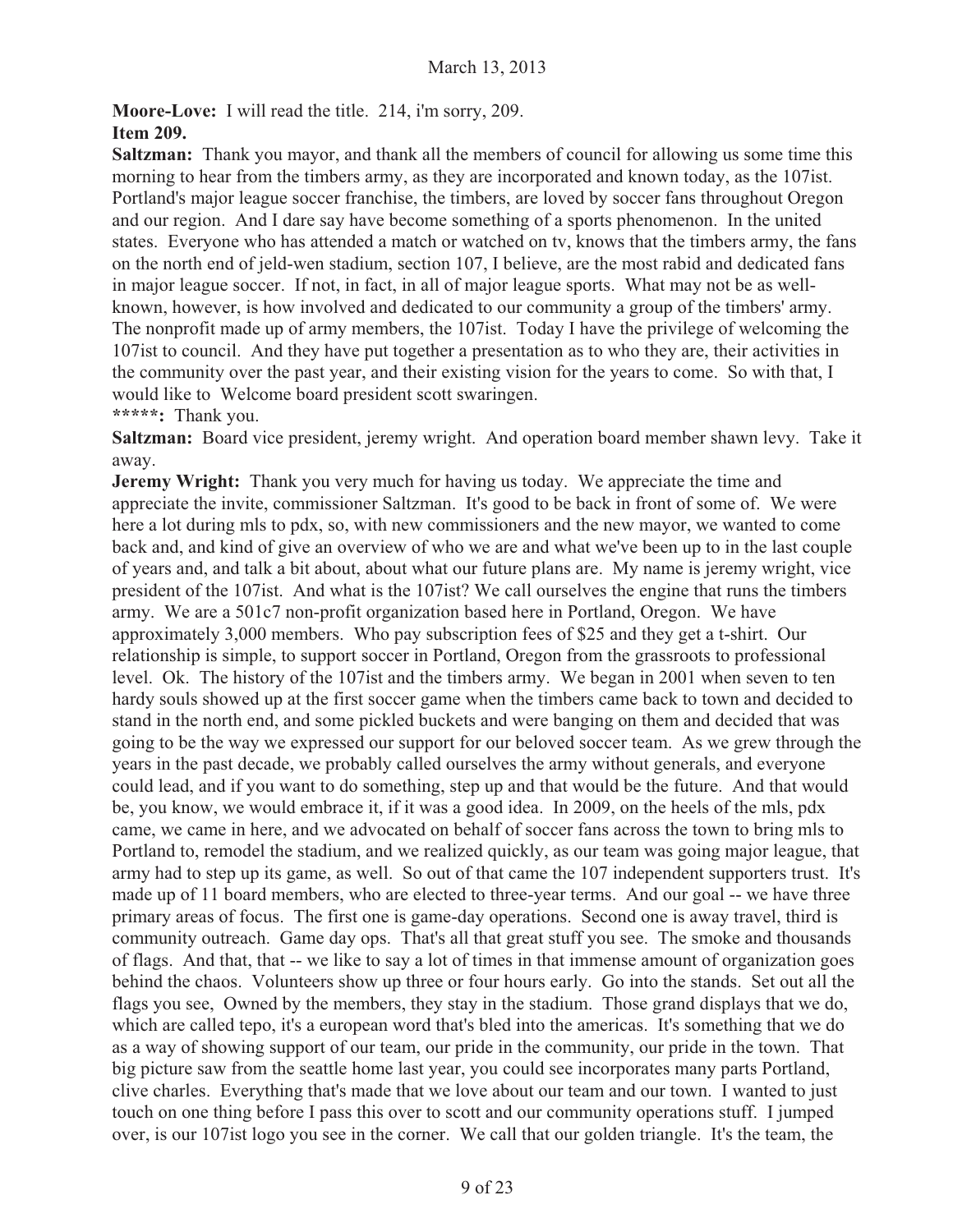**Moore-Love:** I will read the title. 214, i'm sorry, 209.

**Item 209.**

**Saltzman:** Thank you mayor, and thank all the members of council for allowing us some time this morning to hear from the timbers army, as they are incorporated and known today, as the 107ist. Portland's major league soccer franchise, the timbers, are loved by soccer fans throughout Oregon and our region. And I dare say have become something of a sports phenomenon. In the united states. Everyone who has attended a match or watched on tv, knows that the timbers army, the fans on the north end of jeld-wen stadium, section 107, I believe, are the most rabid and dedicated fans in major league soccer. If not, in fact, in all of major league sports. What may not be as well-known, however, is how involved and dedicated to our community a group of the timbers' army. The nonprofit made up of army members, the 107ist. Today I have the privilege of welcoming the 107ist to council. And they have put together a presentation as to who they are, their activities in the community over the past year, and their existing vision for the years to come. So with that, I would like to Welcome board president scott swaringen.

**\*\*\*\*\*:** Thank you.

**Saltzman:** Board vice president, jeremy wright. And operation board member shawn levy. Take it away.

**Jeremy Wright:** Thank you very much for having us today. We appreciate the time and appreciate the invite, commissioner Saltzman. It's good to be back in front of some of. We were here a lot during mls to pdx, so, with new commissioners and the new mayor, we wanted to come back and, and kind of give an overview of who we are and what we've been up to in the last couple of years and, and talk a bit about, about what our future plans are. My name is jeremy wright, vice president of the 107ist. And what is the 107ist? We call ourselves the engine that runs the timbers army. We are a 501c7 non-profit organization based here in Portland, Oregon. We have approximately 3,000 members. Who pay subscription fees of $25 and they get a t-shirt. Our relationship is simple, to support soccer in Portland, Oregon from the grassroots to professional level. Ok. The history of the 107ist and the timbers army. We began in 2001 when seven to ten hardy souls showed up at the first soccer game when the timbers came back to town and decided to stand in the north end, and some pickled buckets and were banging on them and decided that was going to be the way we expressed our support for our beloved soccer team. As we grew through the years in the past decade, we probably called ourselves the army without generals, and everyone could lead, and if you want to do something, step up and that would be the future. And that would be, you know, we would embrace it, if it was a good idea. In 2009, on the heels of the mls, pdx came, we came in here, and we advocated on behalf of soccer fans across the town to bring mls to Portland to, remodel the stadium, and we realized quickly, as our team was going major league, that army had to step up its game, as well. So out of that came the 107 independent supporters trust. It's made up of 11 board members, who are elected to three-year terms. And our goal -- we have three primary areas of focus. The first one is game-day operations. Second one is away travel, third is community outreach. Game day ops. That's all that great stuff you see. The smoke and thousands of flags. And that, that -- we like to say a lot of times in that immense amount of organization goes behind the chaos. Volunteers show up three or four hours early. Go into the stands. Set out all the flags you see, Owned by the members, they stay in the stadium. Those grand displays that we do, which are called tepo, it's a european word that's bled into the americas. It's something that we do as a way of showing support of our team, our pride in the community, our pride in the town. That big picture saw from the seattle home last year, you could see incorporates many parts Portland, clive charles. Everything that's made that we love about our team and our town. I wanted to just touch on one thing before I pass this over to scott and our community operations stuff. I jumped over, is our 107ist logo you see in the corner. We call that our golden triangle. It's the team, the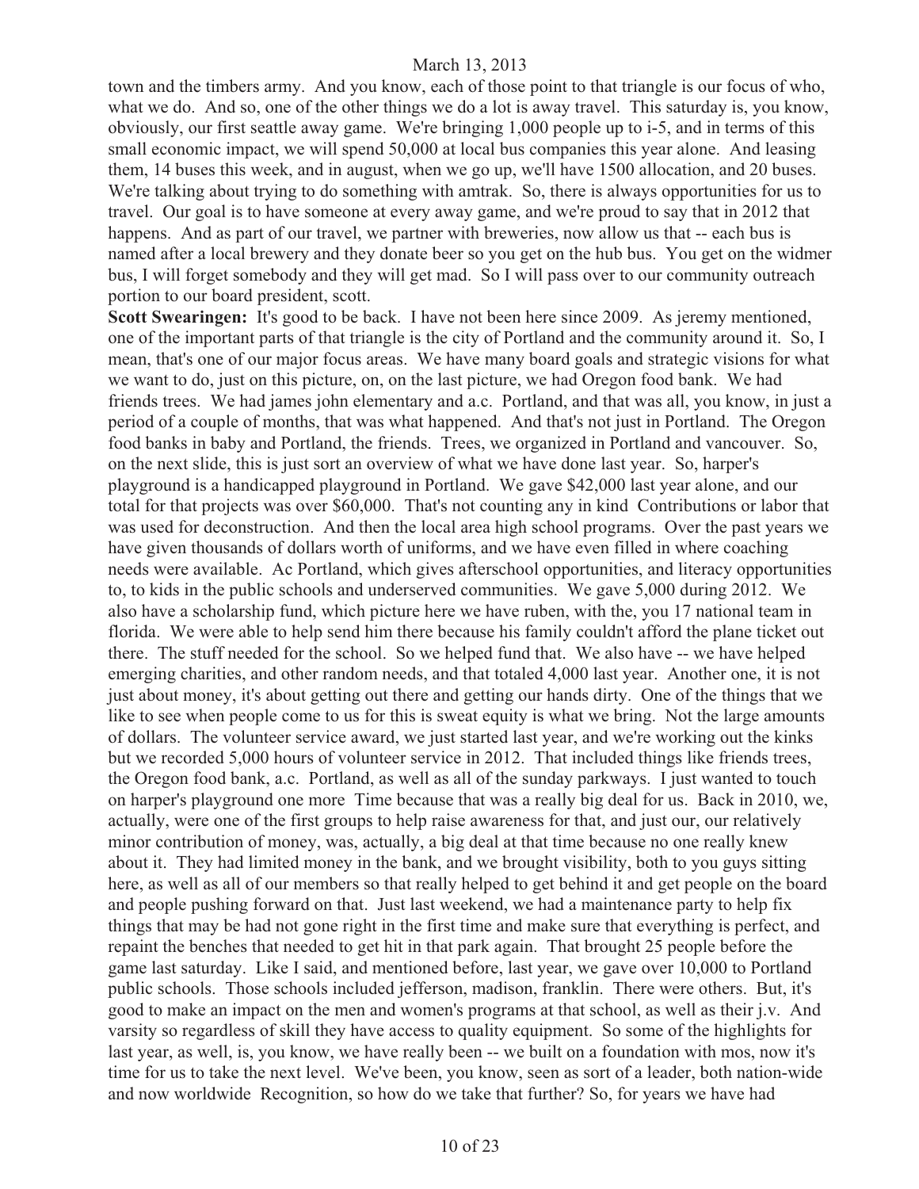town and the timbers army. And you know, each of those point to that triangle is our focus of who, what we do. And so, one of the other things we do a lot is away travel. This saturday is, you know, obviously, our first seattle away game. We're bringing 1,000 people up to i-5, and in terms of this small economic impact, we will spend 50,000 at local bus companies this year alone. And leasing them, 14 buses this week, and in august, when we go up, we'll have 1500 allocation, and 20 buses. We're talking about trying to do something with amtrak. So, there is always opportunities for us to travel. Our goal is to have someone at every away game, and we're proud to say that in 2012 that happens. And as part of our travel, we partner with breweries, now allow us that -- each bus is named after a local brewery and they donate beer so you get on the hub bus. You get on the widmer bus, I will forget somebody and they will get mad. So I will pass over to our community outreach portion to our board president, scott.

**Scott Swearingen:** It's good to be back. I have not been here since 2009. As jeremy mentioned, one of the important parts of that triangle is the city of Portland and the community around it. So, I mean, that's one of our major focus areas. We have many board goals and strategic visions for what we want to do, just on this picture, on, on the last picture, we had Oregon food bank. We had friends trees. We had james john elementary and a.c. Portland, and that was all, you know, in just a period of a couple of months, that was what happened. And that's not just in Portland. The Oregon food banks in baby and Portland, the friends. Trees, we organized in Portland and vancouver. So, on the next slide, this is just sort an overview of what we have done last year. So, harper's playground is a handicapped playground in Portland. We gave $42,000 last year alone, and our total for that projects was over $60,000. That's not counting any in kind Contributions or labor that was used for deconstruction. And then the local area high school programs. Over the past years we have given thousands of dollars worth of uniforms, and we have even filled in where coaching needs were available. Ac Portland, which gives afterschool opportunities, and literacy opportunities to, to kids in the public schools and underserved communities. We gave 5,000 during 2012. We also have a scholarship fund, which picture here we have ruben, with the, you 17 national team in florida. We were able to help send him there because his family couldn't afford the plane ticket out there. The stuff needed for the school. So we helped fund that. We also have -- we have helped emerging charities, and other random needs, and that totaled 4,000 last year. Another one, it is not just about money, it's about getting out there and getting our hands dirty. One of the things that we like to see when people come to us for this is sweat equity is what we bring. Not the large amounts of dollars. The volunteer service award, we just started last year, and we're working out the kinks but we recorded 5,000 hours of volunteer service in 2012. That included things like friends trees, the Oregon food bank, a.c. Portland, as well as all of the sunday parkways. I just wanted to touch on harper's playground one more Time because that was a really big deal for us. Back in 2010, we, actually, were one of the first groups to help raise awareness for that, and just our, our relatively minor contribution of money, was, actually, a big deal at that time because no one really knew about it. They had limited money in the bank, and we brought visibility, both to you guys sitting here, as well as all of our members so that really helped to get behind it and get people on the board and people pushing forward on that. Just last weekend, we had a maintenance party to help fix things that may be had not gone right in the first time and make sure that everything is perfect, and repaint the benches that needed to get hit in that park again. That brought 25 people before the game last saturday. Like I said, and mentioned before, last year, we gave over 10,000 to Portland public schools. Those schools included jefferson, madison, franklin. There were others. But, it's good to make an impact on the men and women's programs at that school, as well as their j.v. And varsity so regardless of skill they have access to quality equipment. So some of the highlights for last year, as well, is, you know, we have really been -- we built on a foundation with mos, now it's time for us to take the next level. We've been, you know, seen as sort of a leader, both nation-wide and now worldwide Recognition, so how do we take that further? So, for years we have had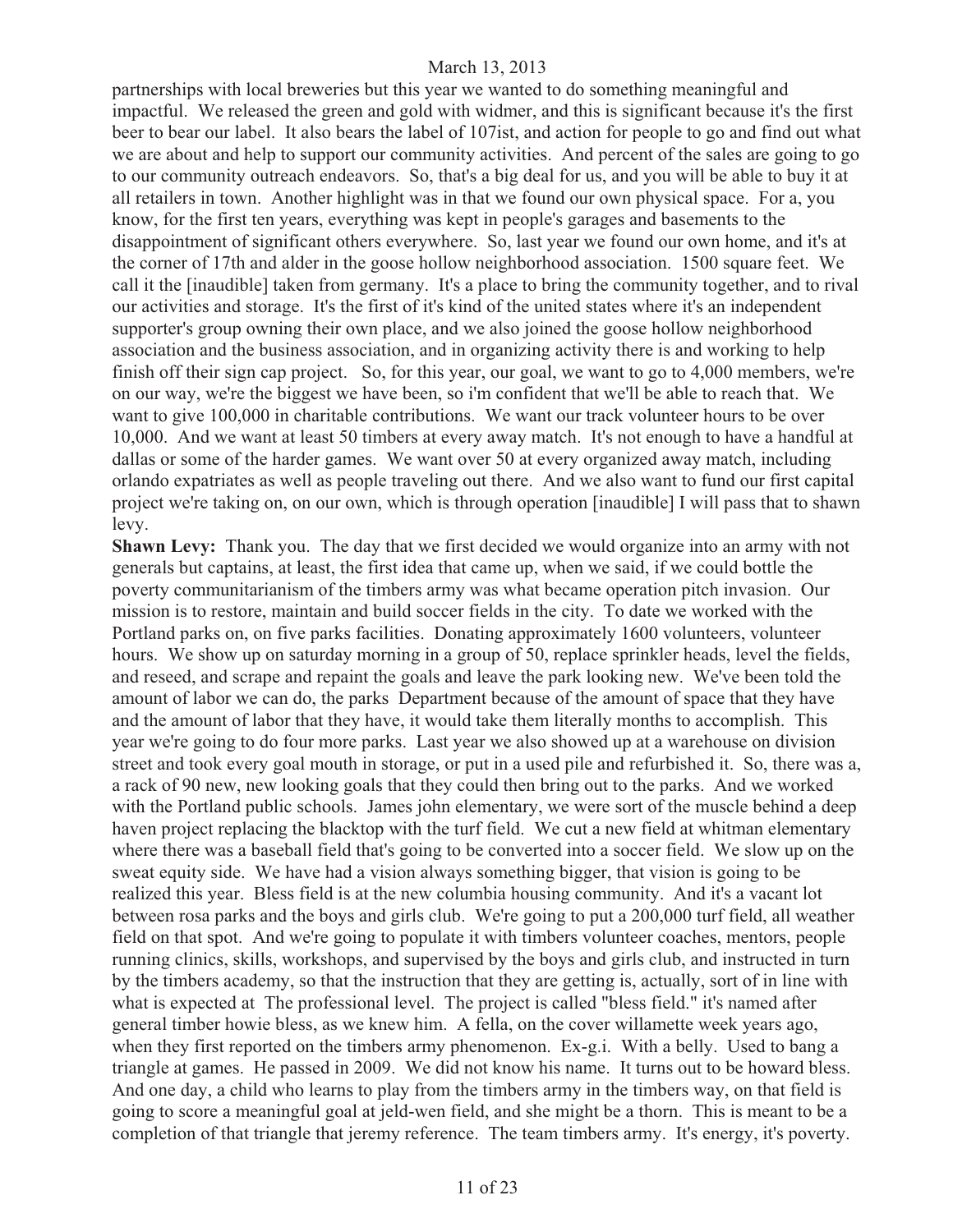partnerships with local breweries but this year we wanted to do something meaningful and impactful. We released the green and gold with widmer, and this is significant because it's the first beer to bear our label. It also bears the label of 107ist, and action for people to go and find out what we are about and help to support our community activities. And percent of the sales are going to go to our community outreach endeavors. So, that's a big deal for us, and you will be able to buy it at all retailers in town. Another highlight was in that we found our own physical space. For a, you know, for the first ten years, everything was kept in people's garages and basements to the disappointment of significant others everywhere. So, last year we found our own home, and it's at the corner of 17th and alder in the goose hollow neighborhood association. 1500 square feet. We call it the [inaudible] taken from germany. It's a place to bring the community together, and to rival our activities and storage. It's the first of it's kind of the united states where it's an independent supporter's group owning their own place, and we also joined the goose hollow neighborhood association and the business association, and in organizing activity there is and working to help finish off their sign cap project. So, for this year, our goal, we want to go to 4,000 members, we're on our way, we're the biggest we have been, so i'm confident that we'll be able to reach that. We want to give 100,000 in charitable contributions. We want our track volunteer hours to be over 10,000. And we want at least 50 timbers at every away match. It's not enough to have a handful at dallas or some of the harder games. We want over 50 at every organized away match, including orlando expatriates as well as people traveling out there. And we also want to fund our first capital project we're taking on, on our own, which is through operation [inaudible] I will pass that to shawn levy.

**Shawn Levy:** Thank you. The day that we first decided we would organize into an army with not generals but captains, at least, the first idea that came up, when we said, if we could bottle the poverty communitarianism of the timbers army was what became operation pitch invasion. Our mission is to restore, maintain and build soccer fields in the city. To date we worked with the Portland parks on, on five parks facilities. Donating approximately 1600 volunteers, volunteer hours. We show up on saturday morning in a group of 50, replace sprinkler heads, level the fields, and reseed, and scrape and repaint the goals and leave the park looking new. We've been told the amount of labor we can do, the parks Department because of the amount of space that they have and the amount of labor that they have, it would take them literally months to accomplish. This year we're going to do four more parks. Last year we also showed up at a warehouse on division street and took every goal mouth in storage, or put in a used pile and refurbished it. So, there was a, a rack of 90 new, new looking goals that they could then bring out to the parks. And we worked with the Portland public schools. James john elementary, we were sort of the muscle behind a deep haven project replacing the blacktop with the turf field. We cut a new field at whitman elementary where there was a baseball field that's going to be converted into a soccer field. We slow up on the sweat equity side. We have had a vision always something bigger, that vision is going to be realized this year. Bless field is at the new columbia housing community. And it's a vacant lot between rosa parks and the boys and girls club. We're going to put a 200,000 turf field, all weather field on that spot. And we're going to populate it with timbers volunteer coaches, mentors, people running clinics, skills, workshops, and supervised by the boys and girls club, and instructed in turn by the timbers academy, so that the instruction that they are getting is, actually, sort of in line with what is expected at The professional level. The project is called "bless field." it's named after general timber howie bless, as we knew him. A fella, on the cover willamette week years ago, when they first reported on the timbers army phenomenon. Ex-g.i. With a belly. Used to bang a triangle at games. He passed in 2009. We did not know his name. It turns out to be howard bless. And one day, a child who learns to play from the timbers army in the timbers way, on that field is going to score a meaningful goal at jeld-wen field, and she might be a thorn. This is meant to be a completion of that triangle that jeremy reference. The team timbers army. It's energy, it's poverty.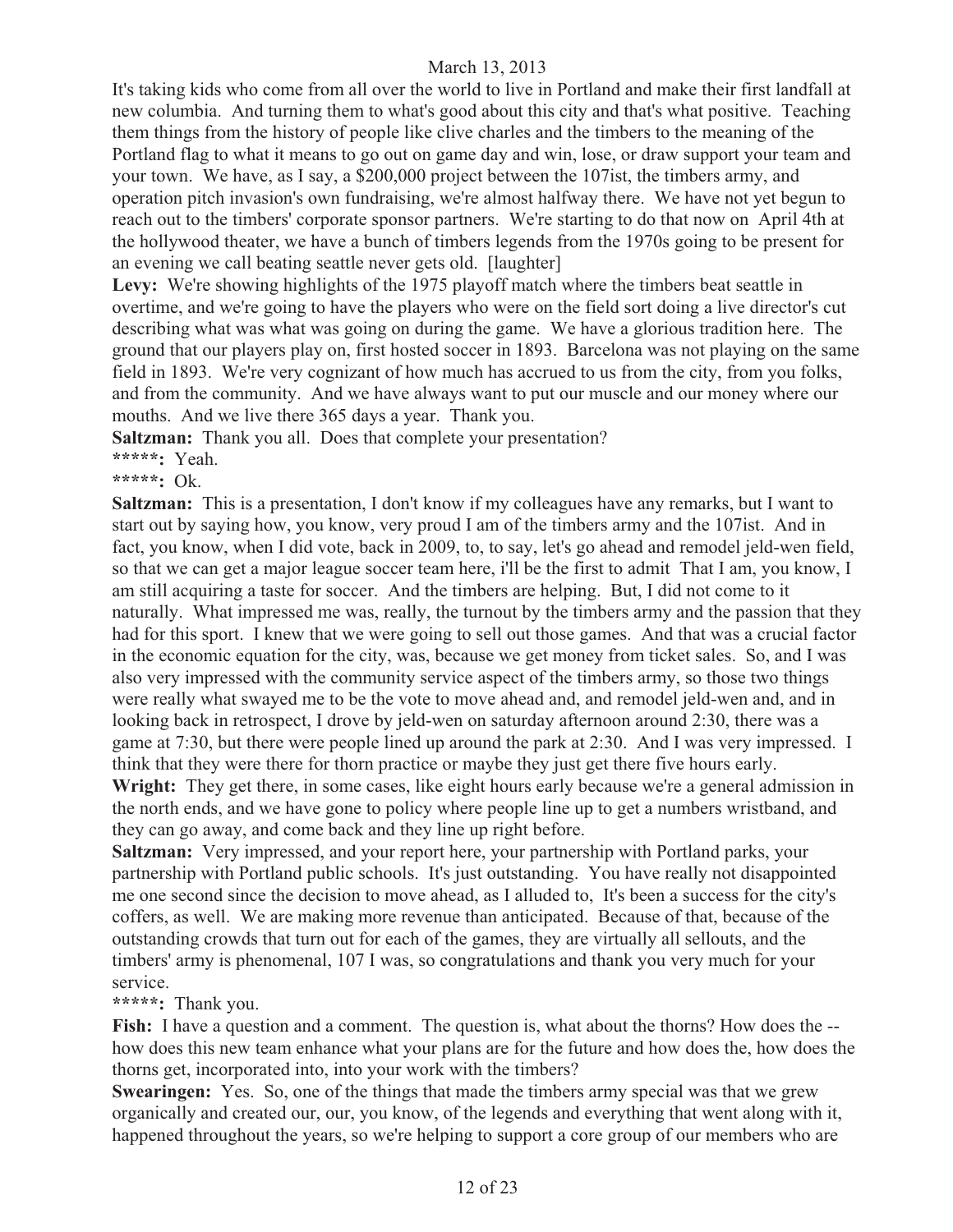It's taking kids who come from all over the world to live in Portland and make their first landfall at new columbia. And turning them to what's good about this city and that's what positive. Teaching them things from the history of people like clive charles and the timbers to the meaning of the Portland flag to what it means to go out on game day and win, lose, or draw support your team and your town. We have, as I say, a $200,000 project between the 107ist, the timbers army, and operation pitch invasion's own fundraising, we're almost halfway there. We have not yet begun to reach out to the timbers' corporate sponsor partners. We're starting to do that now on April 4th at the hollywood theater, we have a bunch of timbers legends from the 1970s going to be present for an evening we call beating seattle never gets old. [laughter]

**Levy:** We're showing highlights of the 1975 playoff match where the timbers beat seattle in overtime, and we're going to have the players who were on the field sort doing a live director's cut describing what was what was going on during the game. We have a glorious tradition here. The ground that our players play on, first hosted soccer in 1893. Barcelona was not playing on the same field in 1893. We're very cognizant of how much has accrued to us from the city, from you folks, and from the community. And we have always want to put our muscle and our money where our mouths. And we live there 365 days a year. Thank you.

**Saltzman:** Thank you all. Does that complete your presentation?

**\*\*\*\*\*:** Yeah.

**\*\*\*\*\*:** Ok.

**Saltzman:** This is a presentation, I don't know if my colleagues have any remarks, but I want to start out by saying how, you know, very proud I am of the timbers army and the 107ist. And in fact, you know, when I did vote, back in 2009, to, to say, let's go ahead and remodel jeld-wen field, so that we can get a major league soccer team here, i'll be the first to admit That I am, you know, I am still acquiring a taste for soccer. And the timbers are helping. But, I did not come to it naturally. What impressed me was, really, the turnout by the timbers army and the passion that they had for this sport. I knew that we were going to sell out those games. And that was a crucial factor in the economic equation for the city, was, because we get money from ticket sales. So, and I was also very impressed with the community service aspect of the timbers army, so those two things were really what swayed me to be the vote to move ahead and, and remodel jeld-wen and, and in looking back in retrospect, I drove by jeld-wen on saturday afternoon around 2:30, there was a game at 7:30, but there were people lined up around the park at 2:30. And I was very impressed. I think that they were there for thorn practice or maybe they just get there five hours early.

**Wright:** They get there, in some cases, like eight hours early because we're a general admission in the north ends, and we have gone to policy where people line up to get a numbers wristband, and they can go away, and come back and they line up right before.

**Saltzman:** Very impressed, and your report here, your partnership with Portland parks, your partnership with Portland public schools. It's just outstanding. You have really not disappointed me one second since the decision to move ahead, as I alluded to, It's been a success for the city's coffers, as well. We are making more revenue than anticipated. Because of that, because of the outstanding crowds that turn out for each of the games, they are virtually all sellouts, and the timbers' army is phenomenal, 107 I was, so congratulations and thank you very much for your service.

**\*\*\*\*\*:** Thank you.

**Fish:** I have a question and a comment. The question is, what about the thorns? How does the -- how does this new team enhance what your plans are for the future and how does the, how does the thorns get, incorporated into, into your work with the timbers?

**Swearingen:** Yes. So, one of the things that made the timbers army special was that we grew organically and created our, our, you know, of the legends and everything that went along with it, happened throughout the years, so we're helping to support a core group of our members who are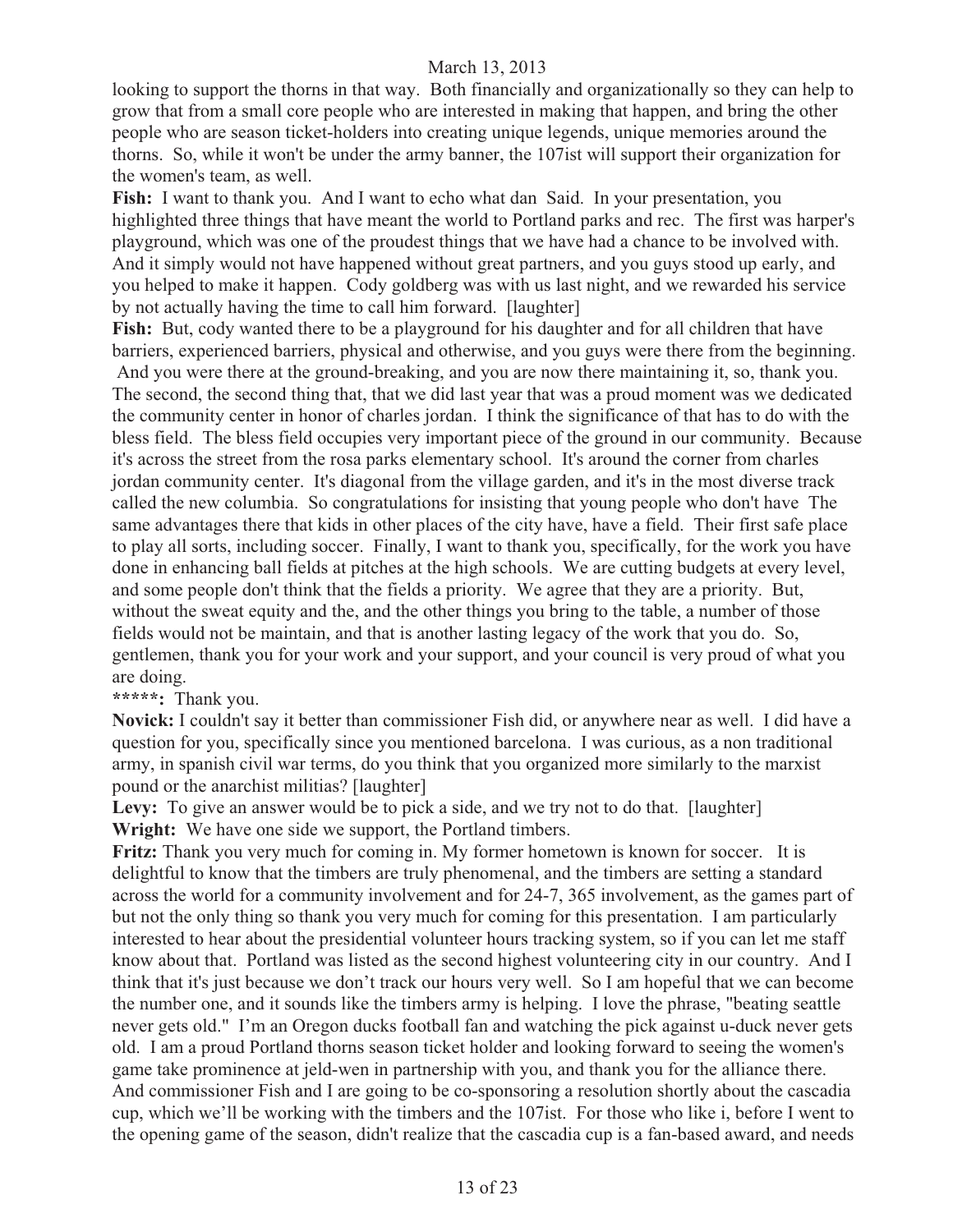looking to support the thorns in that way. Both financially and organizationally so they can help to grow that from a small core people who are interested in making that happen, and bring the other people who are season ticket-holders into creating unique legends, unique memories around the thorns. So, while it won't be under the army banner, the 107ist will support their organization for the women's team, as well.

**Fish:** I want to thank you. And I want to echo what dan Said. In your presentation, you highlighted three things that have meant the world to Portland parks and rec. The first was harper's playground, which was one of the proudest things that we have had a chance to be involved with. And it simply would not have happened without great partners, and you guys stood up early, and you helped to make it happen. Cody goldberg was with us last night, and we rewarded his service by not actually having the time to call him forward. [laughter]

**Fish:** But, cody wanted there to be a playground for his daughter and for all children that have barriers, experienced barriers, physical and otherwise, and you guys were there from the beginning. And you were there at the ground-breaking, and you are now there maintaining it, so, thank you. The second, the second thing that, that we did last year that was a proud moment was we dedicated the community center in honor of charles jordan. I think the significance of that has to do with the bless field. The bless field occupies very important piece of the ground in our community. Because it's across the street from the rosa parks elementary school. It's around the corner from charles jordan community center. It's diagonal from the village garden, and it's in the most diverse track called the new columbia. So congratulations for insisting that young people who don't have The same advantages there that kids in other places of the city have, have a field. Their first safe place to play all sorts, including soccer. Finally, I want to thank you, specifically, for the work you have done in enhancing ball fields at pitches at the high schools. We are cutting budgets at every level, and some people don't think that the fields a priority. We agree that they are a priority. But, without the sweat equity and the, and the other things you bring to the table, a number of those fields would not be maintain, and that is another lasting legacy of the work that you do. So, gentlemen, thank you for your work and your support, and your council is very proud of what you are doing.

*****:** Thank you.

**Novick:** I couldn't say it better than commissioner Fish did, or anywhere near as well. I did have a question for you, specifically since you mentioned barcelona. I was curious, as a non traditional army, in spanish civil war terms, do you think that you organized more similarly to the marxist pound or the anarchist militias? [laughter]

**Levy:** To give an answer would be to pick a side, and we try not to do that. [laughter]

**Wright:** We have one side we support, the Portland timbers.

**Fritz:** Thank you very much for coming in. My former hometown is known for soccer. It is delightful to know that the timbers are truly phenomenal, and the timbers are setting a standard across the world for a community involvement and for 24-7, 365 involvement, as the games part of but not the only thing so thank you very much for coming for this presentation. I am particularly interested to hear about the presidential volunteer hours tracking system, so if you can let me staff know about that. Portland was listed as the second highest volunteering city in our country. And I think that it's just because we don't track our hours very well. So I am hopeful that we can become the number one, and it sounds like the timbers army is helping. I love the phrase, "beating seattle never gets old." I'm an Oregon ducks football fan and watching the pick against u-duck never gets old. I am a proud Portland thorns season ticket holder and looking forward to seeing the women's game take prominence at jeld-wen in partnership with you, and thank you for the alliance there. And commissioner Fish and I are going to be co-sponsoring a resolution shortly about the cascadia cup, which we'll be working with the timbers and the 107ist. For those who like i, before I went to the opening game of the season, didn't realize that the cascadia cup is a fan-based award, and needs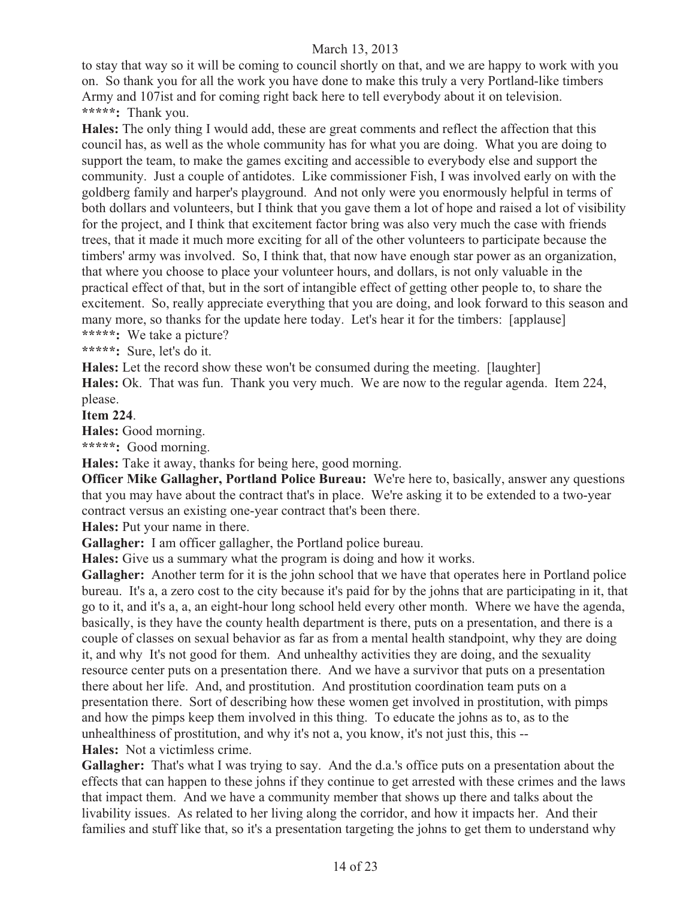to stay that way so it will be coming to council shortly on that, and we are happy to work with you on. So thank you for all the work you have done to make this truly a very Portland-like timbers Army and 107ist and for coming right back here to tell everybody about it on television.

**\*\*\*\*\*:** Thank you.

**Hales:** The only thing I would add, these are great comments and reflect the affection that this council has, as well as the whole community has for what you are doing. What you are doing to support the team, to make the games exciting and accessible to everybody else and support the community. Just a couple of antidotes. Like commissioner Fish, I was involved early on with the goldberg family and harper's playground. And not only were you enormously helpful in terms of both dollars and volunteers, but I think that you gave them a lot of hope and raised a lot of visibility for the project, and I think that excitement factor bring was also very much the case with friends trees, that it made it much more exciting for all of the other volunteers to participate because the timbers' army was involved. So, I think that, that now have enough star power as an organization, that where you choose to place your volunteer hours, and dollars, is not only valuable in the practical effect of that, but in the sort of intangible effect of getting other people to, to share the excitement. So, really appreciate everything that you are doing, and look forward to this season and many more, so thanks for the update here today. Let's hear it for the timbers: [applause]

**\*\*\*\*\*:** We take a picture?

**\*\*\*\*\*:** Sure, let's do it.

**Hales:** Let the record show these won't be consumed during the meeting. [laughter]

**Hales:** Ok. That was fun. Thank you very much. We are now to the regular agenda. Item 224, please.

**Item 224**.

**Hales:** Good morning.

**\*\*\*\*\*:** Good morning.

**Hales:** Take it away, thanks for being here, good morning.

**Officer Mike Gallagher, Portland Police Bureau:** We're here to, basically, answer any questions that you may have about the contract that's in place. We're asking it to be extended to a two-year contract versus an existing one-year contract that's been there.

**Hales:** Put your name in there.

**Gallagher:** I am officer gallagher, the Portland police bureau.

**Hales:** Give us a summary what the program is doing and how it works.

**Gallagher:** Another term for it is the john school that we have that operates here in Portland police bureau. It's a, a zero cost to the city because it's paid for by the johns that are participating in it, that go to it, and it's a, a, an eight-hour long school held every other month. Where we have the agenda, basically, is they have the county health department is there, puts on a presentation, and there is a couple of classes on sexual behavior as far as from a mental health standpoint, why they are doing it, and why It's not good for them. And unhealthy activities they are doing, and the sexuality resource center puts on a presentation there. And we have a survivor that puts on a presentation there about her life. And, and prostitution. And prostitution coordination team puts on a presentation there. Sort of describing how these women get involved in prostitution, with pimps and how the pimps keep them involved in this thing. To educate the johns as to, as to the unhealthiness of prostitution, and why it's not a, you know, it's not just this, this --

**Hales:** Not a victimless crime.

**Gallagher:** That's what I was trying to say. And the d.a.'s office puts on a presentation about the effects that can happen to these johns if they continue to get arrested with these crimes and the laws that impact them. And we have a community member that shows up there and talks about the livability issues. As related to her living along the corridor, and how it impacts her. And their families and stuff like that, so it's a presentation targeting the johns to get them to understand why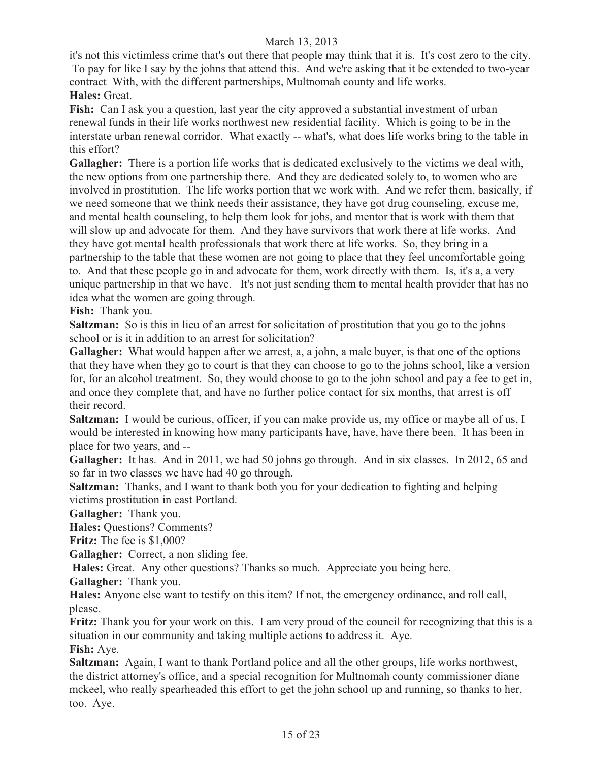it's not this victimless crime that's out there that people may think that it is. It's cost zero to the city. To pay for like I say by the johns that attend this. And we're asking that it be extended to two-year contract With, with the different partnerships, Multnomah county and life works.

**Hales:** Great.

**Fish:** Can I ask you a question, last year the city approved a substantial investment of urban renewal funds in their life works northwest new residential facility. Which is going to be in the interstate urban renewal corridor. What exactly -- what's, what does life works bring to the table in this effort?

**Gallagher:** There is a portion life works that is dedicated exclusively to the victims we deal with, the new options from one partnership there. And they are dedicated solely to, to women who are involved in prostitution. The life works portion that we work with. And we refer them, basically, if we need someone that we think needs their assistance, they have got drug counseling, excuse me, and mental health counseling, to help them look for jobs, and mentor that is work with them that will slow up and advocate for them. And they have survivors that work there at life works. And they have got mental health professionals that work there at life works. So, they bring in a partnership to the table that these women are not going to place that they feel uncomfortable going to. And that these people go in and advocate for them, work directly with them. Is, it's a, a very unique partnership in that we have. It's not just sending them to mental health provider that has no idea what the women are going through.

**Fish:** Thank you.

**Saltzman:** So is this in lieu of an arrest for solicitation of prostitution that you go to the johns school or is it in addition to an arrest for solicitation?

**Gallagher:** What would happen after we arrest, a, a john, a male buyer, is that one of the options that they have when they go to court is that they can choose to go to the johns school, like a version for, for an alcohol treatment. So, they would choose to go to the john school and pay a fee to get in, and once they complete that, and have no further police contact for six months, that arrest is off their record.

**Saltzman:** I would be curious, officer, if you can make provide us, my office or maybe all of us, I would be interested in knowing how many participants have, have, have there been. It has been in place for two years, and --

**Gallagher:** It has. And in 2011, we had 50 johns go through. And in six classes. In 2012, 65 and so far in two classes we have had 40 go through.

**Saltzman:** Thanks, and I want to thank both you for your dedication to fighting and helping victims prostitution in east Portland.

**Gallagher:** Thank you.

**Hales:** Questions? Comments?

**Fritz:** The fee is $1,000?

**Gallagher:** Correct, a non sliding fee.

**Hales:** Great. Any other questions? Thanks so much. Appreciate you being here.

**Gallagher:** Thank you.

**Hales:** Anyone else want to testify on this item? If not, the emergency ordinance, and roll call, please.

**Fritz:** Thank you for your work on this. I am very proud of the council for recognizing that this is a situation in our community and taking multiple actions to address it. Aye.

**Fish:** Aye.

**Saltzman:** Again, I want to thank Portland police and all the other groups, life works northwest, the district attorney's office, and a special recognition for Multnomah county commissioner diane mckeel, who really spearheaded this effort to get the john school up and running, so thanks to her, too. Aye.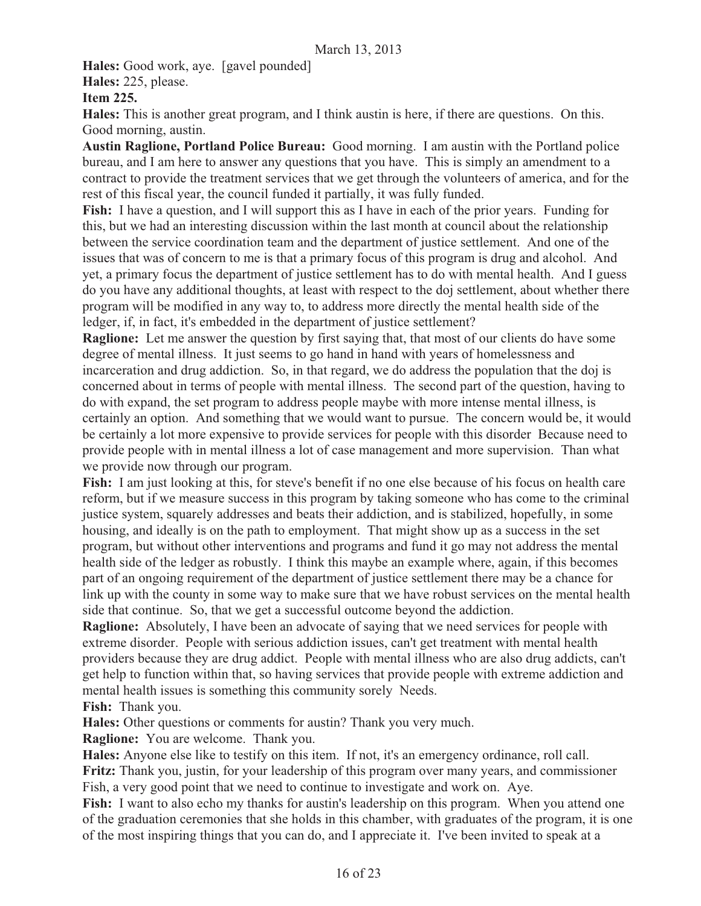**Hales:** Good work, aye. [gavel pounded]

**Hales:** 225, please.

**Item 225.**

**Hales:** This is another great program, and I think austin is here, if there are questions. On this. Good morning, austin.

**Austin Raglione, Portland Police Bureau:** Good morning. I am austin with the Portland police bureau, and I am here to answer any questions that you have. This is simply an amendment to a contract to provide the treatment services that we get through the volunteers of america, and for the rest of this fiscal year, the council funded it partially, it was fully funded.

**Fish:** I have a question, and I will support this as I have in each of the prior years. Funding for this, but we had an interesting discussion within the last month at council about the relationship between the service coordination team and the department of justice settlement. And one of the issues that was of concern to me is that a primary focus of this program is drug and alcohol. And yet, a primary focus the department of justice settlement has to do with mental health. And I guess do you have any additional thoughts, at least with respect to the doj settlement, about whether there program will be modified in any way to, to address more directly the mental health side of the ledger, if, in fact, it's embedded in the department of justice settlement?

**Raglione:** Let me answer the question by first saying that, that most of our clients do have some degree of mental illness. It just seems to go hand in hand with years of homelessness and incarceration and drug addiction. So, in that regard, we do address the population that the doj is concerned about in terms of people with mental illness. The second part of the question, having to do with expand, the set program to address people maybe with more intense mental illness, is certainly an option. And something that we would want to pursue. The concern would be, it would be certainly a lot more expensive to provide services for people with this disorder Because need to provide people with in mental illness a lot of case management and more supervision. Than what we provide now through our program.

**Fish:** I am just looking at this, for steve's benefit if no one else because of his focus on health care reform, but if we measure success in this program by taking someone who has come to the criminal justice system, squarely addresses and beats their addiction, and is stabilized, hopefully, in some housing, and ideally is on the path to employment. That might show up as a success in the set program, but without other interventions and programs and fund it go may not address the mental health side of the ledger as robustly. I think this maybe an example where, again, if this becomes part of an ongoing requirement of the department of justice settlement there may be a chance for link up with the county in some way to make sure that we have robust services on the mental health side that continue. So, that we get a successful outcome beyond the addiction.

**Raglione:** Absolutely, I have been an advocate of saying that we need services for people with extreme disorder. People with serious addiction issues, can't get treatment with mental health providers because they are drug addict. People with mental illness who are also drug addicts, can't get help to function within that, so having services that provide people with extreme addiction and mental health issues is something this community sorely Needs.

**Fish:** Thank you.

**Hales:** Other questions or comments for austin? Thank you very much.

**Raglione:** You are welcome. Thank you.

**Hales:** Anyone else like to testify on this item. If not, it's an emergency ordinance, roll call.

**Fritz:** Thank you, justin, for your leadership of this program over many years, and commissioner Fish, a very good point that we need to continue to investigate and work on. Aye.

**Fish:** I want to also echo my thanks for austin's leadership on this program. When you attend one of the graduation ceremonies that she holds in this chamber, with graduates of the program, it is one of the most inspiring things that you can do, and I appreciate it. I've been invited to speak at a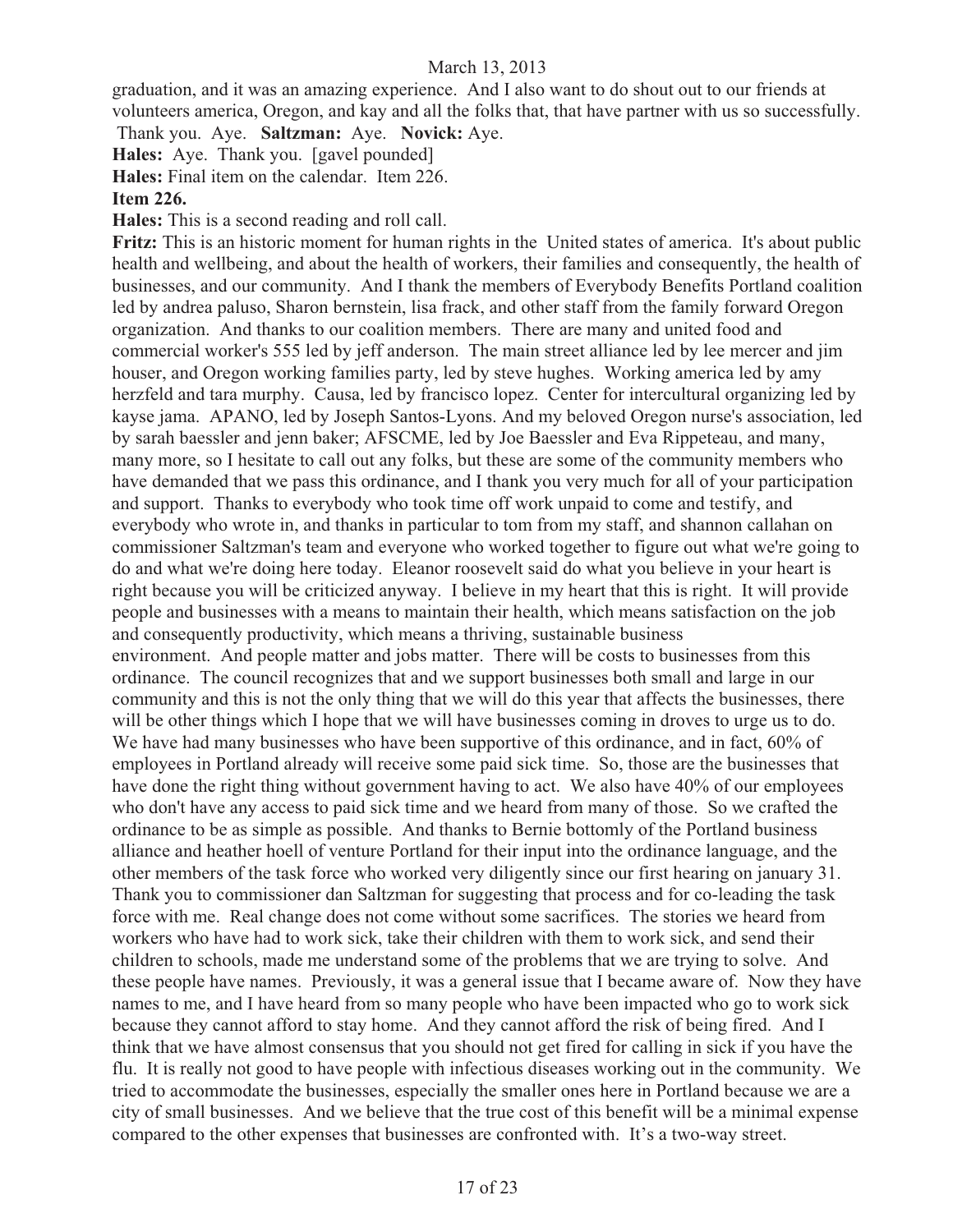graduation, and it was an amazing experience. And I also want to do shout out to our friends at volunteers america, Oregon, and kay and all the folks that, that have partner with us so successfully. Thank you. Aye. **Saltzman:** Aye. **Novick:** Aye.

**Hales:** Aye. Thank you. [gavel pounded]

**Hales:** Final item on the calendar. Item 226.

**Item 226.**

**Hales:** This is a second reading and roll call.

**Fritz:** This is an historic moment for human rights in the United states of america. It's about public health and wellbeing, and about the health of workers, their families and consequently, the health of businesses, and our community. And I thank the members of Everybody Benefits Portland coalition led by andrea paluso, Sharon bernstein, lisa frack, and other staff from the family forward Oregon organization. And thanks to our coalition members. There are many and united food and commercial worker's 555 led by jeff anderson. The main street alliance led by lee mercer and jim houser, and Oregon working families party, led by steve hughes. Working america led by amy herzfeld and tara murphy. Causa, led by francisco lopez. Center for intercultural organizing led by kayse jama. APANO, led by Joseph Santos-Lyons. And my beloved Oregon nurse's association, led by sarah baessler and jenn baker; AFSCME, led by Joe Baessler and Eva Rippeteau, and many, many more, so I hesitate to call out any folks, but these are some of the community members who have demanded that we pass this ordinance, and I thank you very much for all of your participation and support. Thanks to everybody who took time off work unpaid to come and testify, and everybody who wrote in, and thanks in particular to tom from my staff, and shannon callahan on commissioner Saltzman's team and everyone who worked together to figure out what we're going to do and what we're doing here today. Eleanor roosevelt said do what you believe in your heart is right because you will be criticized anyway. I believe in my heart that this is right. It will provide people and businesses with a means to maintain their health, which means satisfaction on the job and consequently productivity, which means a thriving, sustainable business environment. And people matter and jobs matter. There will be costs to businesses from this ordinance. The council recognizes that and we support businesses both small and large in our community and this is not the only thing that we will do this year that affects the businesses, there will be other things which I hope that we will have businesses coming in droves to urge us to do. We have had many businesses who have been supportive of this ordinance, and in fact, 60% of employees in Portland already will receive some paid sick time. So, those are the businesses that have done the right thing without government having to act. We also have 40% of our employees who don't have any access to paid sick time and we heard from many of those. So we crafted the ordinance to be as simple as possible. And thanks to Bernie bottomly of the Portland business alliance and heather hoell of venture Portland for their input into the ordinance language, and the other members of the task force who worked very diligently since our first hearing on january 31. Thank you to commissioner dan Saltzman for suggesting that process and for co-leading the task force with me. Real change does not come without some sacrifices. The stories we heard from workers who have had to work sick, take their children with them to work sick, and send their children to schools, made me understand some of the problems that we are trying to solve. And these people have names. Previously, it was a general issue that I became aware of. Now they have names to me, and I have heard from so many people who have been impacted who go to work sick because they cannot afford to stay home. And they cannot afford the risk of being fired. And I think that we have almost consensus that you should not get fired for calling in sick if you have the flu. It is really not good to have people with infectious diseases working out in the community. We tried to accommodate the businesses, especially the smaller ones here in Portland because we are a city of small businesses. And we believe that the true cost of this benefit will be a minimal expense compared to the other expenses that businesses are confronted with. It's a two-way street.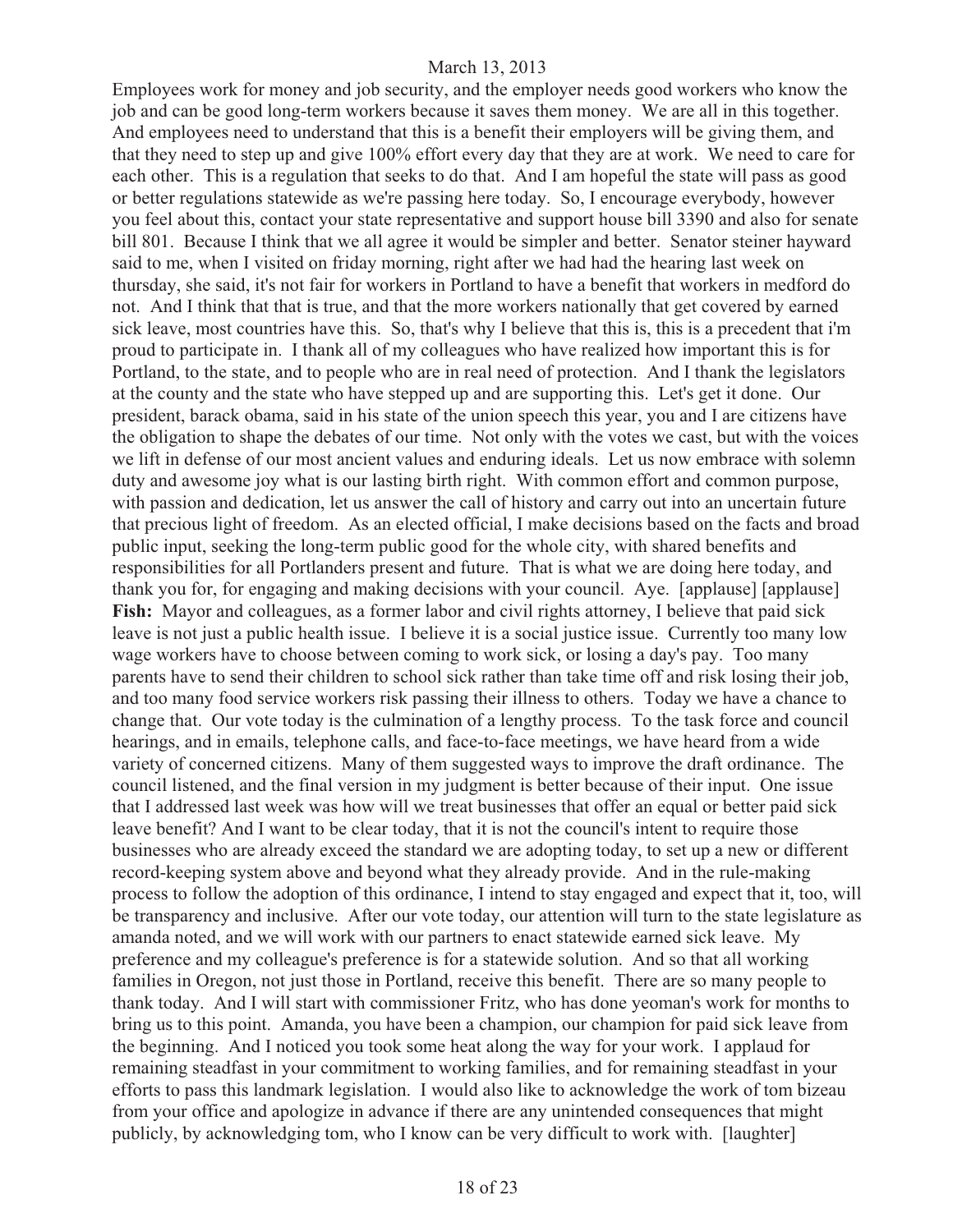Employees work for money and job security, and the employer needs good workers who know the job and can be good long-term workers because it saves them money. We are all in this together. And employees need to understand that this is a benefit their employers will be giving them, and that they need to step up and give 100% effort every day that they are at work. We need to care for each other. This is a regulation that seeks to do that. And I am hopeful the state will pass as good or better regulations statewide as we're passing here today. So, I encourage everybody, however you feel about this, contact your state representative and support house bill 3390 and also for senate bill 801. Because I think that we all agree it would be simpler and better. Senator steiner hayward said to me, when I visited on friday morning, right after we had had the hearing last week on thursday, she said, it's not fair for workers in Portland to have a benefit that workers in medford do not. And I think that that is true, and that the more workers nationally that get covered by earned sick leave, most countries have this. So, that's why I believe that this is, this is a precedent that i'm proud to participate in. I thank all of my colleagues who have realized how important this is for Portland, to the state, and to people who are in real need of protection. And I thank the legislators at the county and the state who have stepped up and are supporting this. Let's get it done. Our president, barack obama, said in his state of the union speech this year, you and I are citizens have the obligation to shape the debates of our time. Not only with the votes we cast, but with the voices we lift in defense of our most ancient values and enduring ideals. Let us now embrace with solemn duty and awesome joy what is our lasting birth right. With common effort and common purpose, with passion and dedication, let us answer the call of history and carry out into an uncertain future that precious light of freedom. As an elected official, I make decisions based on the facts and broad public input, seeking the long-term public good for the whole city, with shared benefits and responsibilities for all Portlanders present and future. That is what we are doing here today, and thank you for, for engaging and making decisions with your council. Aye. [applause] [applause]

**Fish:** Mayor and colleagues, as a former labor and civil rights attorney, I believe that paid sick leave is not just a public health issue. I believe it is a social justice issue. Currently too many low wage workers have to choose between coming to work sick, or losing a day's pay. Too many parents have to send their children to school sick rather than take time off and risk losing their job, and too many food service workers risk passing their illness to others. Today we have a chance to change that. Our vote today is the culmination of a lengthy process. To the task force and council hearings, and in emails, telephone calls, and face-to-face meetings, we have heard from a wide variety of concerned citizens. Many of them suggested ways to improve the draft ordinance. The council listened, and the final version in my judgment is better because of their input. One issue that I addressed last week was how will we treat businesses that offer an equal or better paid sick leave benefit? And I want to be clear today, that it is not the council's intent to require those businesses who are already exceed the standard we are adopting today, to set up a new or different record-keeping system above and beyond what they already provide. And in the rule-making process to follow the adoption of this ordinance, I intend to stay engaged and expect that it, too, will be transparency and inclusive. After our vote today, our attention will turn to the state legislature as amanda noted, and we will work with our partners to enact statewide earned sick leave. My preference and my colleague's preference is for a statewide solution. And so that all working families in Oregon, not just those in Portland, receive this benefit. There are so many people to thank today. And I will start with commissioner Fritz, who has done yeoman's work for months to bring us to this point. Amanda, you have been a champion, our champion for paid sick leave from the beginning. And I noticed you took some heat along the way for your work. I applaud for remaining steadfast in your commitment to working families, and for remaining steadfast in your efforts to pass this landmark legislation. I would also like to acknowledge the work of tom bizeau from your office and apologize in advance if there are any unintended consequences that might publicly, by acknowledging tom, who I know can be very difficult to work with. [laughter]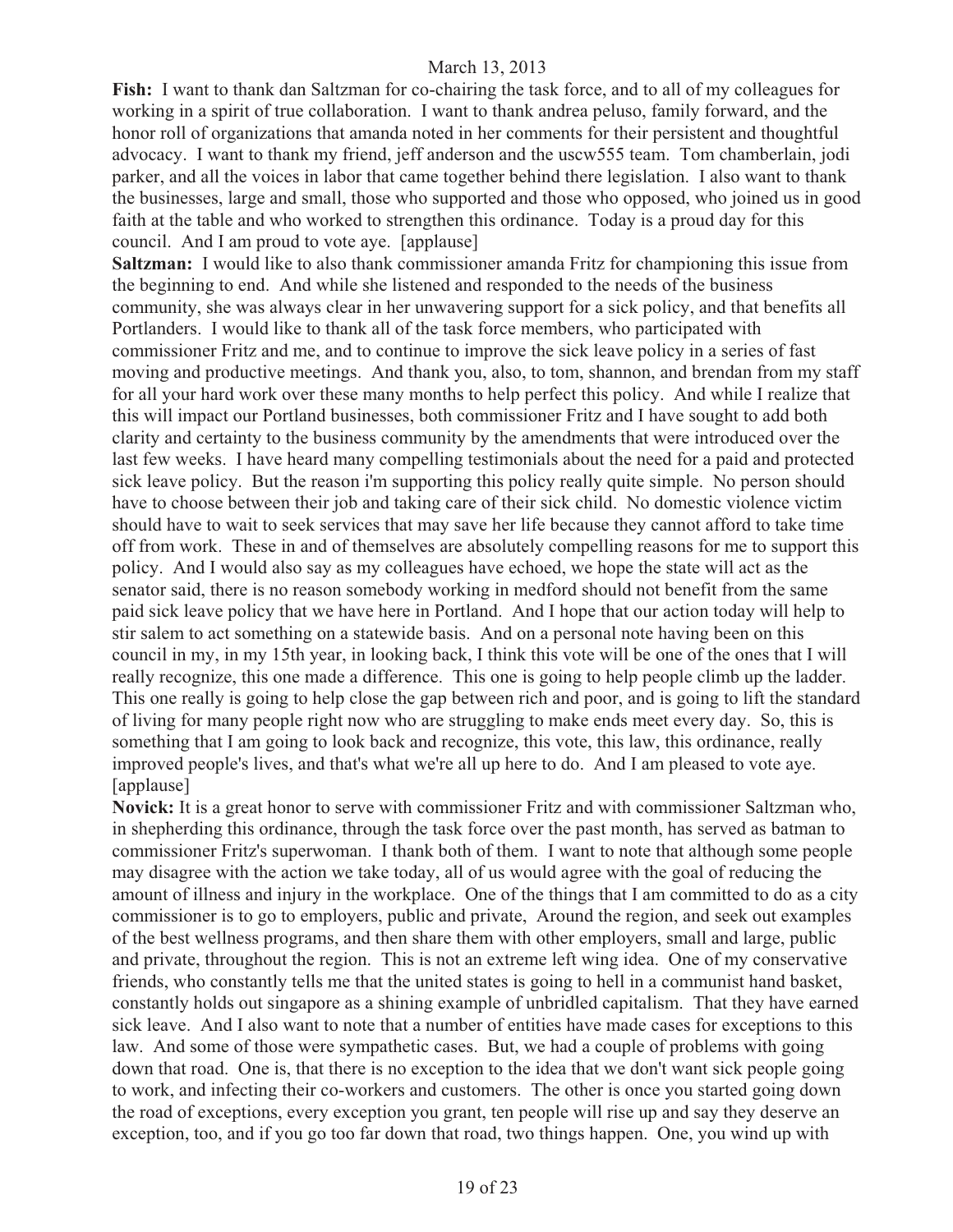**Fish:** I want to thank dan Saltzman for co-chairing the task force, and to all of my colleagues for working in a spirit of true collaboration. I want to thank andrea peluso, family forward, and the honor roll of organizations that amanda noted in her comments for their persistent and thoughtful advocacy. I want to thank my friend, jeff anderson and the uscw555 team. Tom chamberlain, jodi parker, and all the voices in labor that came together behind there legislation. I also want to thank the businesses, large and small, those who supported and those who opposed, who joined us in good faith at the table and who worked to strengthen this ordinance. Today is a proud day for this council. And I am proud to vote aye. [applause]

**Saltzman:** I would like to also thank commissioner amanda Fritz for championing this issue from the beginning to end. And while she listened and responded to the needs of the business community, she was always clear in her unwavering support for a sick policy, and that benefits all Portlanders. I would like to thank all of the task force members, who participated with commissioner Fritz and me, and to continue to improve the sick leave policy in a series of fast moving and productive meetings. And thank you, also, to tom, shannon, and brendan from my staff for all your hard work over these many months to help perfect this policy. And while I realize that this will impact our Portland businesses, both commissioner Fritz and I have sought to add both clarity and certainty to the business community by the amendments that were introduced over the last few weeks. I have heard many compelling testimonials about the need for a paid and protected sick leave policy. But the reason i'm supporting this policy really quite simple. No person should have to choose between their job and taking care of their sick child. No domestic violence victim should have to wait to seek services that may save her life because they cannot afford to take time off from work. These in and of themselves are absolutely compelling reasons for me to support this policy. And I would also say as my colleagues have echoed, we hope the state will act as the senator said, there is no reason somebody working in medford should not benefit from the same paid sick leave policy that we have here in Portland. And I hope that our action today will help to stir salem to act something on a statewide basis. And on a personal note having been on this council in my, in my 15th year, in looking back, I think this vote will be one of the ones that I will really recognize, this one made a difference. This one is going to help people climb up the ladder. This one really is going to help close the gap between rich and poor, and is going to lift the standard of living for many people right now who are struggling to make ends meet every day. So, this is something that I am going to look back and recognize, this vote, this law, this ordinance, really improved people's lives, and that's what we're all up here to do. And I am pleased to vote aye. [applause]

**Novick:** It is a great honor to serve with commissioner Fritz and with commissioner Saltzman who, in shepherding this ordinance, through the task force over the past month, has served as batman to commissioner Fritz's superwoman. I thank both of them. I want to note that although some people may disagree with the action we take today, all of us would agree with the goal of reducing the amount of illness and injury in the workplace. One of the things that I am committed to do as a city commissioner is to go to employers, public and private, Around the region, and seek out examples of the best wellness programs, and then share them with other employers, small and large, public and private, throughout the region. This is not an extreme left wing idea. One of my conservative friends, who constantly tells me that the united states is going to hell in a communist hand basket, constantly holds out singapore as a shining example of unbridled capitalism. That they have earned sick leave. And I also want to note that a number of entities have made cases for exceptions to this law. And some of those were sympathetic cases. But, we had a couple of problems with going down that road. One is, that there is no exception to the idea that we don't want sick people going to work, and infecting their co-workers and customers. The other is once you started going down the road of exceptions, every exception you grant, ten people will rise up and say they deserve an exception, too, and if you go too far down that road, two things happen. One, you wind up with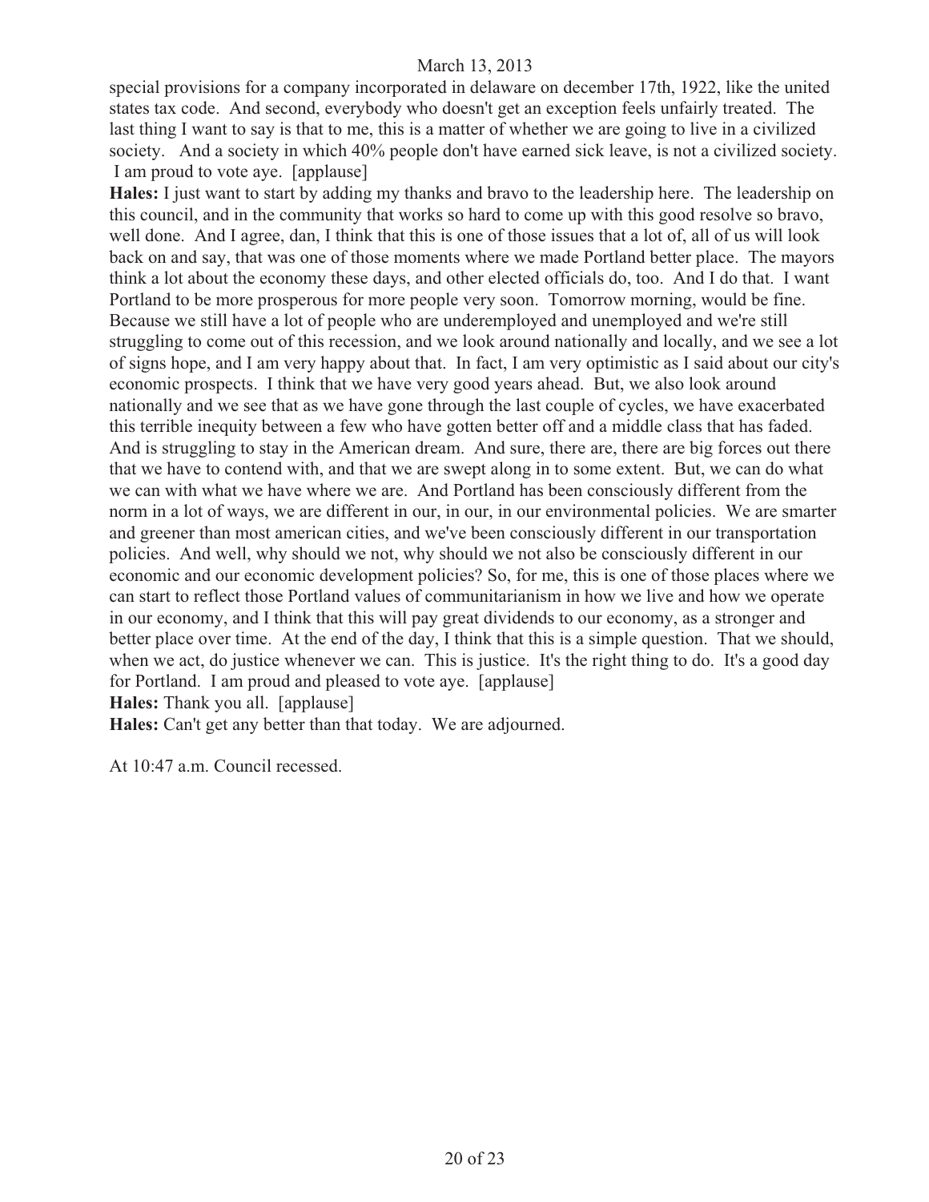special provisions for a company incorporated in delaware on december 17th, 1922, like the united states tax code. And second, everybody who doesn't get an exception feels unfairly treated. The last thing I want to say is that to me, this is a matter of whether we are going to live in a civilized society. And a society in which 40% people don't have earned sick leave, is not a civilized society. I am proud to vote aye. [applause]

**Hales:** I just want to start by adding my thanks and bravo to the leadership here. The leadership on this council, and in the community that works so hard to come up with this good resolve so bravo, well done. And I agree, dan, I think that this is one of those issues that a lot of, all of us will look back on and say, that was one of those moments where we made Portland better place. The mayors think a lot about the economy these days, and other elected officials do, too. And I do that. I want Portland to be more prosperous for more people very soon. Tomorrow morning, would be fine. Because we still have a lot of people who are underemployed and unemployed and we're still struggling to come out of this recession, and we look around nationally and locally, and we see a lot of signs hope, and I am very happy about that. In fact, I am very optimistic as I said about our city's economic prospects. I think that we have very good years ahead. But, we also look around nationally and we see that as we have gone through the last couple of cycles, we have exacerbated this terrible inequity between a few who have gotten better off and a middle class that has faded. And is struggling to stay in the American dream. And sure, there are, there are big forces out there that we have to contend with, and that we are swept along in to some extent. But, we can do what we can with what we have where we are. And Portland has been consciously different from the norm in a lot of ways, we are different in our, in our, in our environmental policies. We are smarter and greener than most american cities, and we've been consciously different in our transportation policies. And well, why should we not, why should we not also be consciously different in our economic and our economic development policies? So, for me, this is one of those places where we can start to reflect those Portland values of communitarianism in how we live and how we operate in our economy, and I think that this will pay great dividends to our economy, as a stronger and better place over time. At the end of the day, I think that this is a simple question. That we should, when we act, do justice whenever we can. This is justice. It's the right thing to do. It's a good day for Portland. I am proud and pleased to vote aye. [applause]

**Hales:** Thank you all. [applause]

**Hales:** Can't get any better than that today. We are adjourned.

At 10:47 a.m. Council recessed.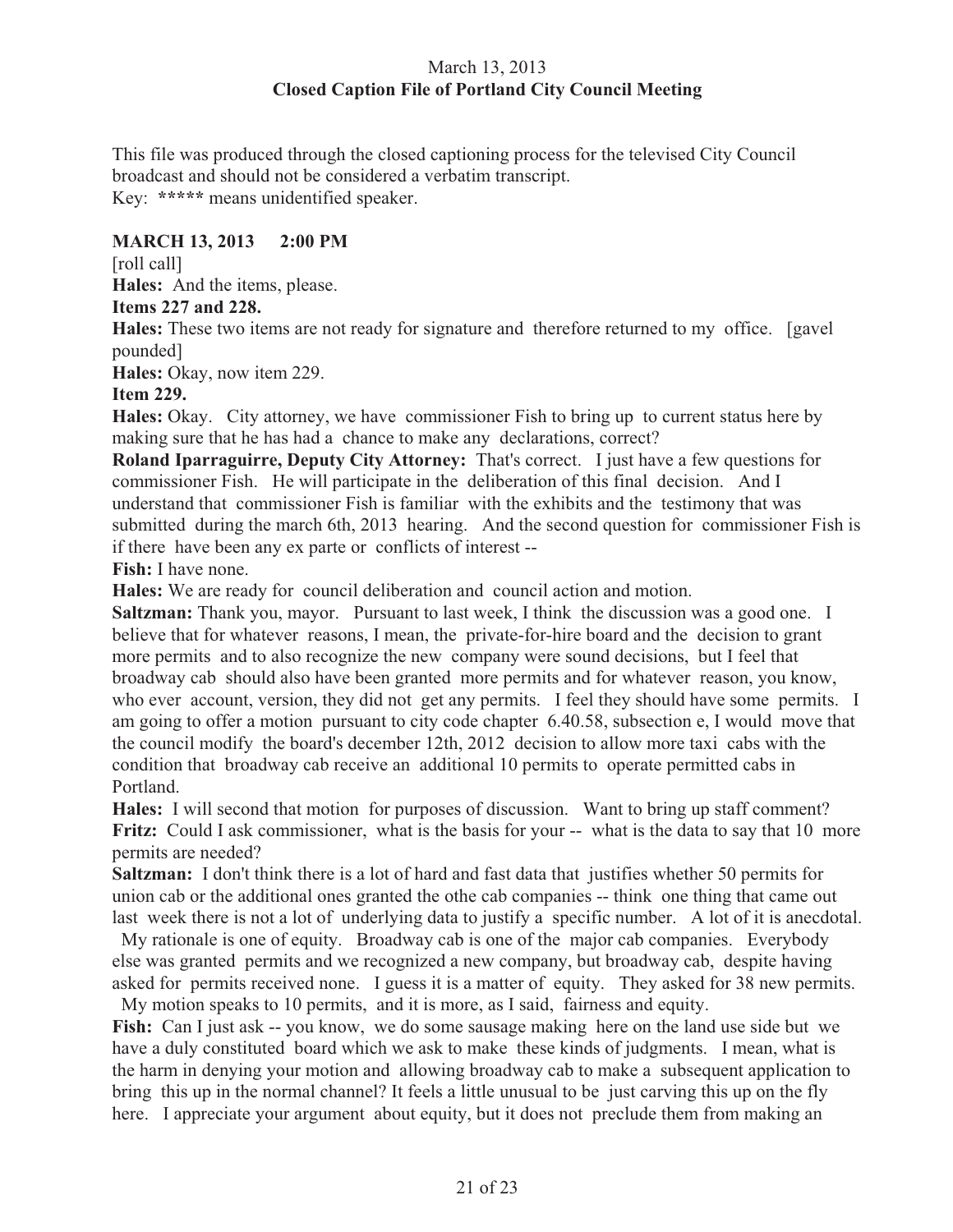March 13, 2013
**Closed Caption File of Portland City Council Meeting**

This file was produced through the closed captioning process for the televised City Council broadcast and should not be considered a verbatim transcript.
Key: ***** means unidentified speaker.

**MARCH 13, 2013 2:00 PM**

[roll call]

**Hales:** And the items, please.

**Items 227 and 228.**

**Hales:** These two items are not ready for signature and therefore returned to my office. [gavel pounded]

**Hales:** Okay, now item 229.

**Item 229.**

**Hales:** Okay. City attorney, we have commissioner Fish to bring up to current status here by making sure that he has had a chance to make any declarations, correct?

**Roland Iparraguirre, Deputy City Attorney:** That's correct. I just have a few questions for commissioner Fish. He will participate in the deliberation of this final decision. And I understand that commissioner Fish is familiar with the exhibits and the testimony that was submitted during the march 6th, 2013 hearing. And the second question for commissioner Fish is if there have been any ex parte or conflicts of interest --

**Fish:** I have none.

**Hales:** We are ready for council deliberation and council action and motion.

**Saltzman:** Thank you, mayor. Pursuant to last week, I think the discussion was a good one. I believe that for whatever reasons, I mean, the private-for-hire board and the decision to grant more permits and to also recognize the new company were sound decisions, but I feel that broadway cab should also have been granted more permits and for whatever reason, you know, who ever account, version, they did not get any permits. I feel they should have some permits. I am going to offer a motion pursuant to city code chapter 6.40.58, subsection e, I would move that the council modify the board's december 12th, 2012 decision to allow more taxi cabs with the condition that broadway cab receive an additional 10 permits to operate permitted cabs in Portland.

**Hales:** I will second that motion for purposes of discussion. Want to bring up staff comment?

**Fritz:** Could I ask commissioner, what is the basis for your -- what is the data to say that 10 more permits are needed?

**Saltzman:** I don't think there is a lot of hard and fast data that justifies whether 50 permits for union cab or the additional ones granted the othe cab companies -- think one thing that came out last week there is not a lot of underlying data to justify a specific number. A lot of it is anecdotal. My rationale is one of equity. Broadway cab is one of the major cab companies. Everybody else was granted permits and we recognized a new company, but broadway cab, despite having asked for permits received none. I guess it is a matter of equity. They asked for 38 new permits. My motion speaks to 10 permits, and it is more, as I said, fairness and equity.

**Fish:** Can I just ask -- you know, we do some sausage making here on the land use side but we have a duly constituted board which we ask to make these kinds of judgments. I mean, what is the harm in denying your motion and allowing broadway cab to make a subsequent application to bring this up in the normal channel? It feels a little unusual to be just carving this up on the fly here. I appreciate your argument about equity, but it does not preclude them from making an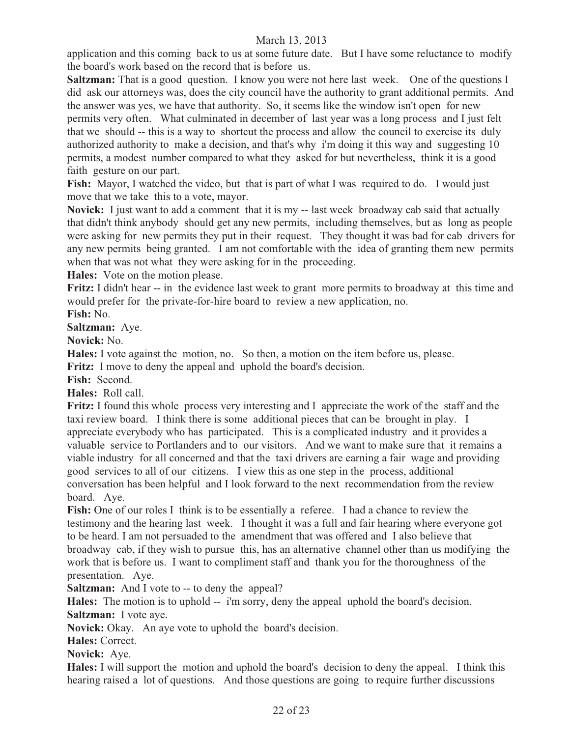application and this coming back to us at some future date. But I have some reluctance to modify the board's work based on the record that is before us.

**Saltzman:** That is a good question. I know you were not here last week. One of the questions I did ask our attorneys was, does the city council have the authority to grant additional permits. And the answer was yes, we have that authority. So, it seems like the window isn't open for new permits very often. What culminated in december of last year was a long process and I just felt that we should -- this is a way to shortcut the process and allow the council to exercise its duly authorized authority to make a decision, and that's why i'm doing it this way and suggesting 10 permits, a modest number compared to what they asked for but nevertheless, think it is a good faith gesture on our part.

**Fish:** Mayor, I watched the video, but that is part of what I was required to do. I would just move that we take this to a vote, mayor.

**Novick:** I just want to add a comment that it is my -- last week broadway cab said that actually that didn't think anybody should get any new permits, including themselves, but as long as people were asking for new permits they put in their request. They thought it was bad for cab drivers for any new permits being granted. I am not comfortable with the idea of granting them new permits when that was not what they were asking for in the proceeding.

**Hales:** Vote on the motion please.

**Fritz:** I didn't hear -- in the evidence last week to grant more permits to broadway at this time and would prefer for the private-for-hire board to review a new application, no.

**Fish:** No.

**Saltzman:** Aye.

**Novick:** No.

**Hales:** I vote against the motion, no. So then, a motion on the item before us, please.

**Fritz:** I move to deny the appeal and uphold the board's decision.

**Fish:** Second.

**Hales:** Roll call.

**Fritz:** I found this whole process very interesting and I appreciate the work of the staff and the taxi review board. I think there is some additional pieces that can be brought in play. I appreciate everybody who has participated. This is a complicated industry and it provides a valuable service to Portlanders and to our visitors. And we want to make sure that it remains a viable industry for all concerned and that the taxi drivers are earning a fair wage and providing good services to all of our citizens. I view this as one step in the process, additional conversation has been helpful and I look forward to the next recommendation from the review board. Aye.

**Fish:** One of our roles I think is to be essentially a referee. I had a chance to review the testimony and the hearing last week. I thought it was a full and fair hearing where everyone got to be heard. I am not persuaded to the amendment that was offered and I also believe that broadway cab, if they wish to pursue this, has an alternative channel other than us modifying the work that is before us. I want to compliment staff and thank you for the thoroughness of the presentation. Aye.

**Saltzman:** And I vote to -- to deny the appeal?

**Hales:** The motion is to uphold -- i'm sorry, deny the appeal uphold the board's decision.

**Saltzman:** I vote aye.

**Novick:** Okay. An aye vote to uphold the board's decision.

**Hales:** Correct.

**Novick:** Aye.

**Hales:** I will support the motion and uphold the board's decision to deny the appeal. I think this hearing raised a lot of questions. And those questions are going to require further discussions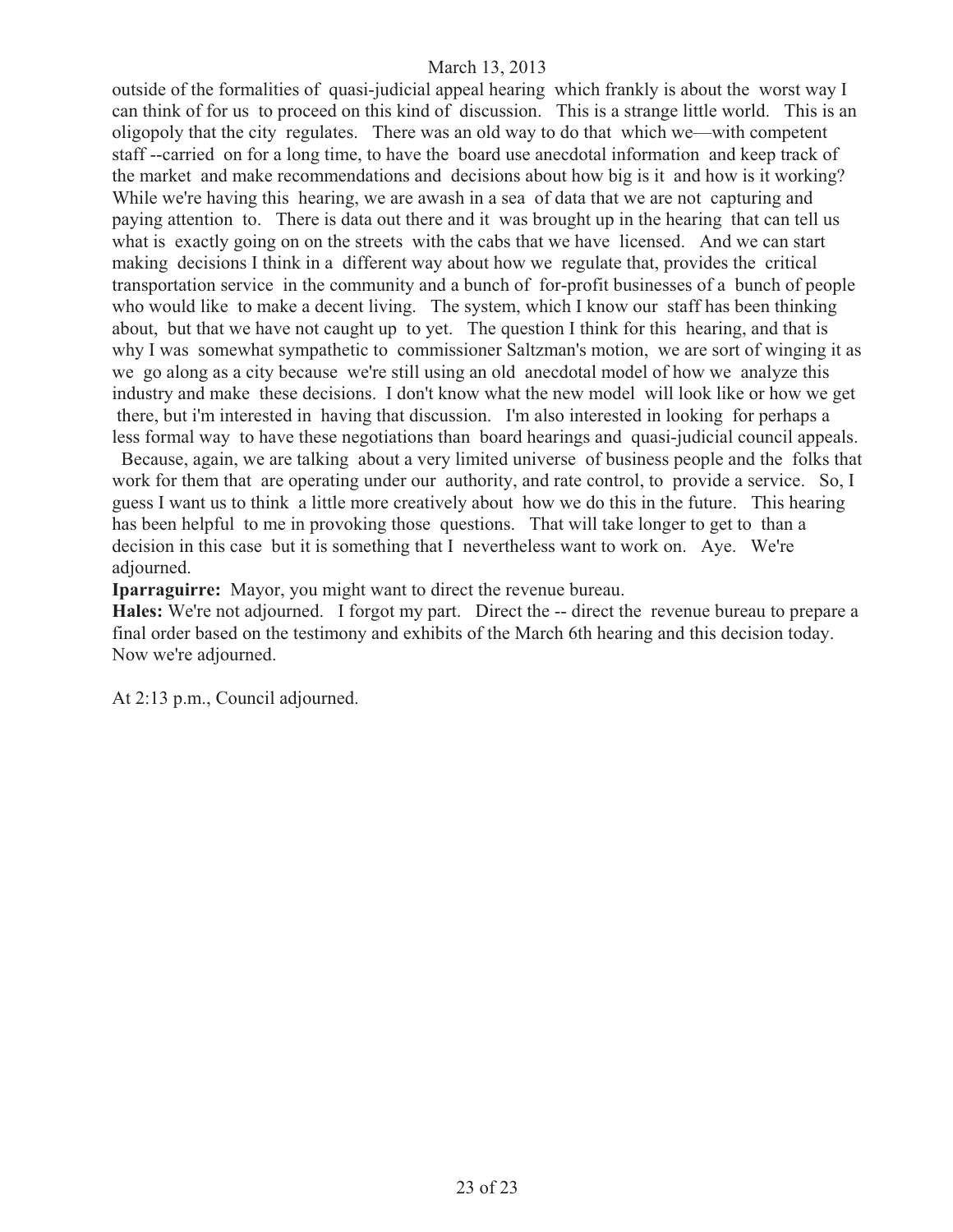outside of the formalities of quasi-judicial appeal hearing which frankly is about the worst way I can think of for us to proceed on this kind of discussion. This is a strange little world. This is an oligopoly that the city regulates. There was an old way to do that which we—with competent staff --carried on for a long time, to have the board use anecdotal information and keep track of the market and make recommendations and decisions about how big is it and how is it working? While we're having this hearing, we are awash in a sea of data that we are not capturing and paying attention to. There is data out there and it was brought up in the hearing that can tell us what is exactly going on on the streets with the cabs that we have licensed. And we can start making decisions I think in a different way about how we regulate that, provides the critical transportation service in the community and a bunch of for-profit businesses of a bunch of people who would like to make a decent living. The system, which I know our staff has been thinking about, but that we have not caught up to yet. The question I think for this hearing, and that is why I was somewhat sympathetic to commissioner Saltzman's motion, we are sort of winging it as we go along as a city because we're still using an old anecdotal model of how we analyze this industry and make these decisions. I don't know what the new model will look like or how we get there, but i'm interested in having that discussion. I'm also interested in looking for perhaps a less formal way to have these negotiations than board hearings and quasi-judicial council appeals. Because, again, we are talking about a very limited universe of business people and the folks that work for them that are operating under our authority, and rate control, to provide a service. So, I guess I want us to think a little more creatively about how we do this in the future. This hearing has been helpful to me in provoking those questions. That will take longer to get to than a decision in this case but it is something that I nevertheless want to work on. Aye. We're adjourned.

**Iparraguirre:** Mayor, you might want to direct the revenue bureau.

**Hales:** We're not adjourned. I forgot my part. Direct the -- direct the revenue bureau to prepare a final order based on the testimony and exhibits of the March 6th hearing and this decision today. Now we're adjourned.

At 2:13 p.m., Council adjourned.